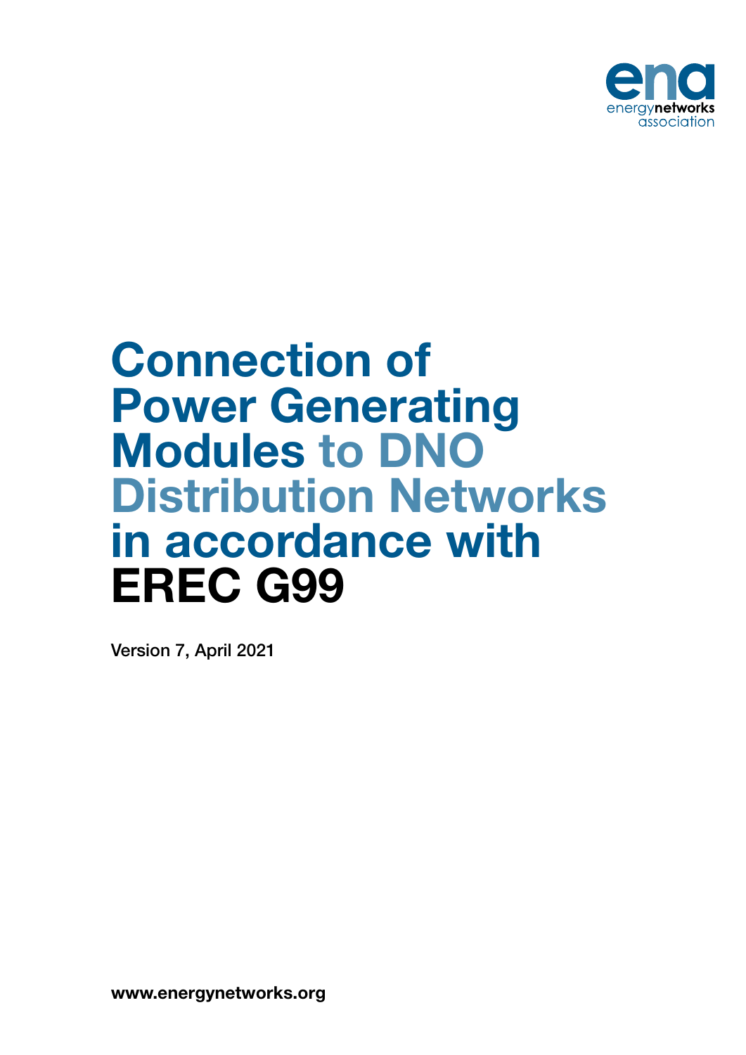energynetworks association

# Connection of Power Generating Modules to DNO Distribution Networks in accordance with EREC G99

Version 7, April 2021

www.energynetworks.org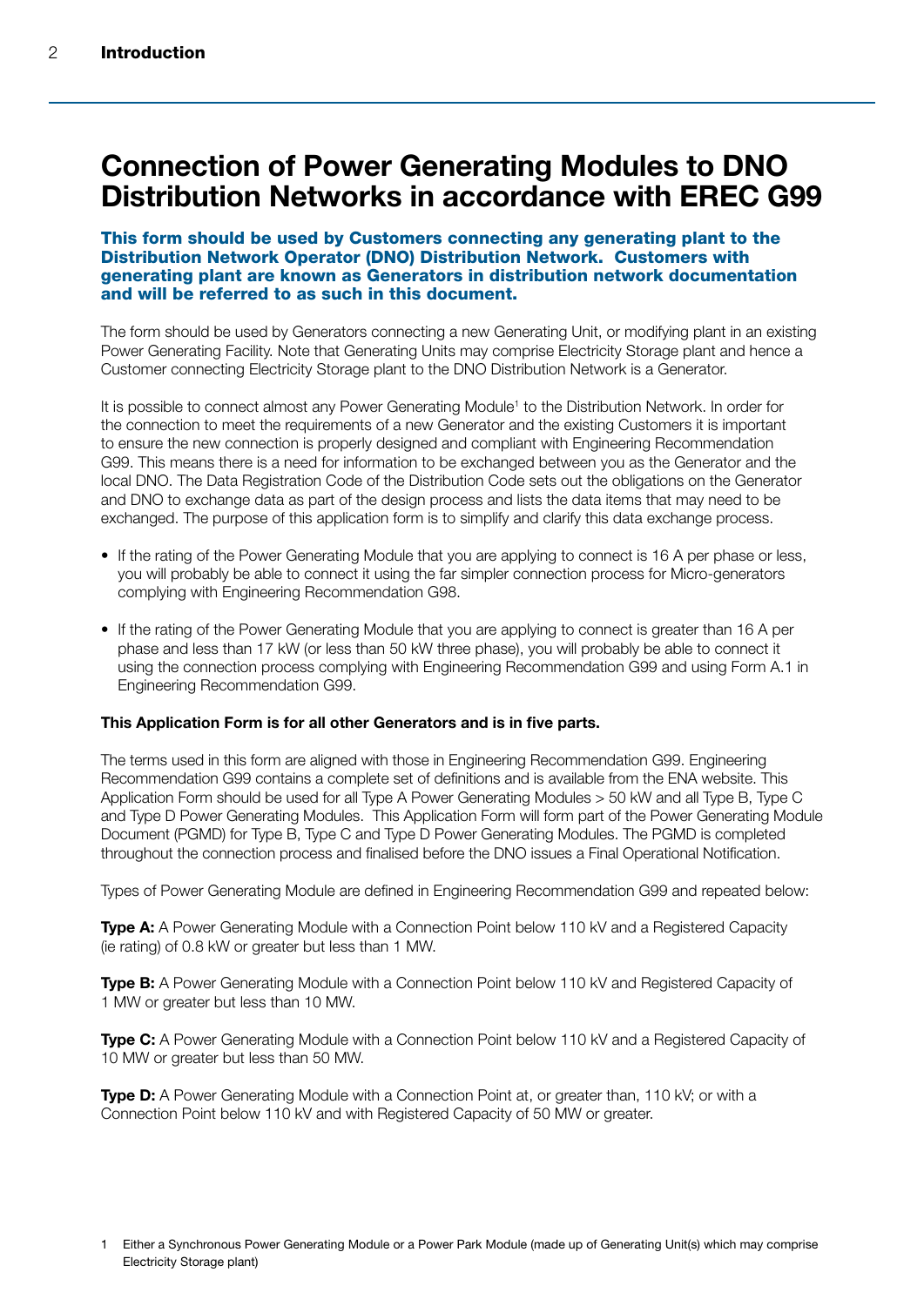# Connection of Power Generating Modules to DNO Distribution Networks in accordance with EREC G99

**This form should be used by Customers connecting any generating plant to the Distribution Network Operator (DNO) Distribution Network. Customers with generating plant are known as Generators in distribution network documentation and will be referred to as such in this document.**

The form should be used by Generators connecting a new Generating Unit, or modifying plant in an existing Power Generating Facility. Note that Generating Units may comprise Electricity Storage plant and hence a Customer connecting Electricity Storage plant to the DNO Distribution Network is a Generator.

It is possible to connect almost any Power Generating Module[1] to the Distribution Network. In order for the connection to meet the requirements of a new Generator and the existing Customers it is important to ensure the new connection is properly designed and compliant with Engineering Recommendation G99. This means there is a need for information to be exchanged between you as the Generator and the local DNO. The Data Registration Code of the Distribution Code sets out the obligations on the Generator and DNO to exchange data as part of the design process and lists the data items that may need to be exchanged. The purpose of this application form is to simplify and clarify this data exchange process.

- If the rating of the Power Generating Module that you are applying to connect is 16 A per phase or less, you will probably be able to connect it using the far simpler connection process for Micro-generators complying with Engineering Recommendation G98.
- If the rating of the Power Generating Module that you are applying to connect is greater than 16 A per phase and less than 17 kW (or less than 50 kW three phase), you will probably be able to connect it using the connection process complying with Engineering Recommendation G99 and using Form A.1 in Engineering Recommendation G99.

**This Application Form is for all other Generators and is in five parts.**

The terms used in this form are aligned with those in Engineering Recommendation G99. Engineering Recommendation G99 contains a complete set of definitions and is available from the ENA website. This Application Form should be used for all Type A Power Generating Modules > 50 kW and all Type B, Type C and Type D Power Generating Modules. This Application Form will form part of the Power Generating Module Document (PGMD) for Type B, Type C and Type D Power Generating Modules. The PGMD is completed throughout the connection process and finalised before the DNO issues a Final Operational Notification.

Types of Power Generating Module are defined in Engineering Recommendation G99 and repeated below:

**Type A:** A Power Generating Module with a Connection Point below 110 kV and a Registered Capacity (ie rating) of 0.8 kW or greater but less than 1 MW.

**Type B:** A Power Generating Module with a Connection Point below 110 kV and Registered Capacity of 1 MW or greater but less than 10 MW.

**Type C:** A Power Generating Module with a Connection Point below 110 kV and a Registered Capacity of 10 MW or greater but less than 50 MW.

**Type D:** A Power Generating Module with a Connection Point at, or greater than, 110 kV; or with a Connection Point below 110 kV and with Registered Capacity of 50 MW or greater.

1 Either a Synchronous Power Generating Module or a Power Park Module (made up of Generating Unit(s) which may comprise Electricity Storage plant)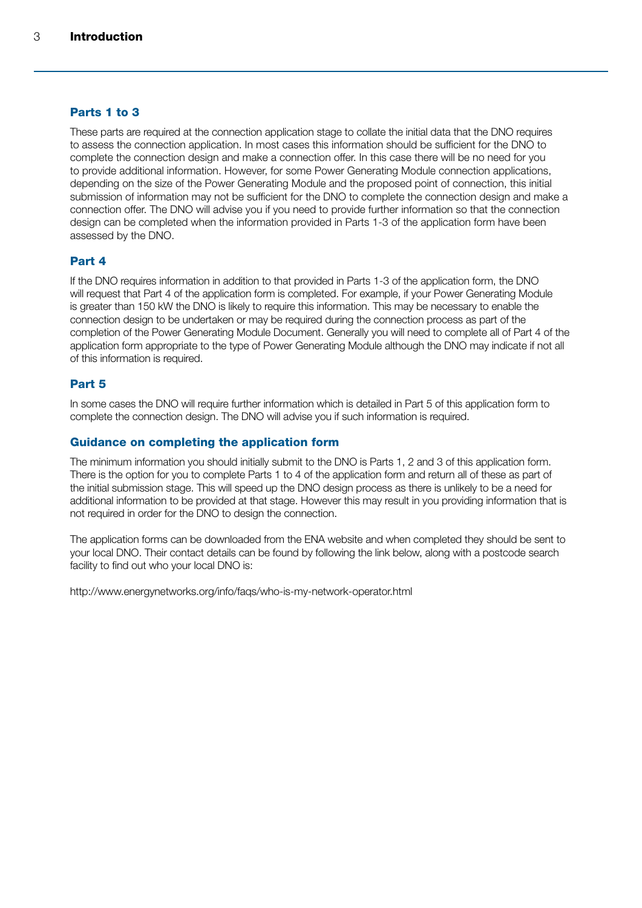## Parts 1 to 3

These parts are required at the connection application stage to collate the initial data that the DNO requires to assess the connection application. In most cases this information should be sufficient for the DNO to complete the connection design and make a connection offer. In this case there will be no need for you to provide additional information. However, for some Power Generating Module connection applications, depending on the size of the Power Generating Module and the proposed point of connection, this initial submission of information may not be sufficient for the DNO to complete the connection design and make a connection offer. The DNO will advise you if you need to provide further information so that the connection design can be completed when the information provided in Parts 1-3 of the application form have been assessed by the DNO.

## Part 4

If the DNO requires information in addition to that provided in Parts 1-3 of the application form, the DNO will request that Part 4 of the application form is completed. For example, if your Power Generating Module is greater than 150 kW the DNO is likely to require this information. This may be necessary to enable the connection design to be undertaken or may be required during the connection process as part of the completion of the Power Generating Module Document. Generally you will need to complete all of Part 4 of the application form appropriate to the type of Power Generating Module although the DNO may indicate if not all of this information is required.

## Part 5

In some cases the DNO will require further information which is detailed in Part 5 of this application form to complete the connection design. The DNO will advise you if such information is required.

## Guidance on completing the application form

The minimum information you should initially submit to the DNO is Parts 1, 2 and 3 of this application form. There is the option for you to complete Parts 1 to 4 of the application form and return all of these as part of the initial submission stage. This will speed up the DNO design process as there is unlikely to be a need for additional information to be provided at that stage. However this may result in you providing information that is not required in order for the DNO to design the connection.

The application forms can be downloaded from the ENA website and when completed they should be sent to your local DNO. Their contact details can be found by following the link below, along with a postcode search facility to find out who your local DNO is:

http://www.energynetworks.org/info/faqs/who-is-my-network-operator.html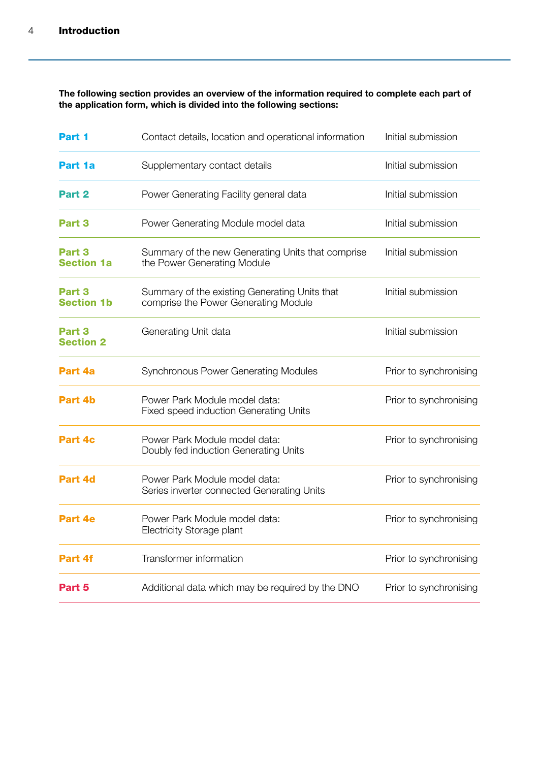**The following section provides an overview of the information required to complete each part of the application form, which is divided into the following sections:**

| | | |
|---|---|---|
| **Part 1** | Contact details, location and operational information | Initial submission |
| **Part 1a** | Supplementary contact details | Initial submission |
| **Part 2** | Power Generating Facility general data | Initial submission |
| **Part 3** | Power Generating Module model data | Initial submission |
| **Part 3 Section 1a** | Summary of the new Generating Units that comprise the Power Generating Module | Initial submission |
| **Part 3 Section 1b** | Summary of the existing Generating Units that comprise the Power Generating Module | Initial submission |
| **Part 3 Section 2** | Generating Unit data | Initial submission |
| **Part 4a** | Synchronous Power Generating Modules | Prior to synchronising |
| **Part 4b** | Power Park Module model data: Fixed speed induction Generating Units | Prior to synchronising |
| **Part 4c** | Power Park Module model data: Doubly fed induction Generating Units | Prior to synchronising |
| **Part 4d** | Power Park Module model data: Series inverter connected Generating Units | Prior to synchronising |
| **Part 4e** | Power Park Module model data: Electricity Storage plant | Prior to synchronising |
| **Part 4f** | Transformer information | Prior to synchronising |
| **Part 5** | Additional data which may be required by the DNO | Prior to synchronising |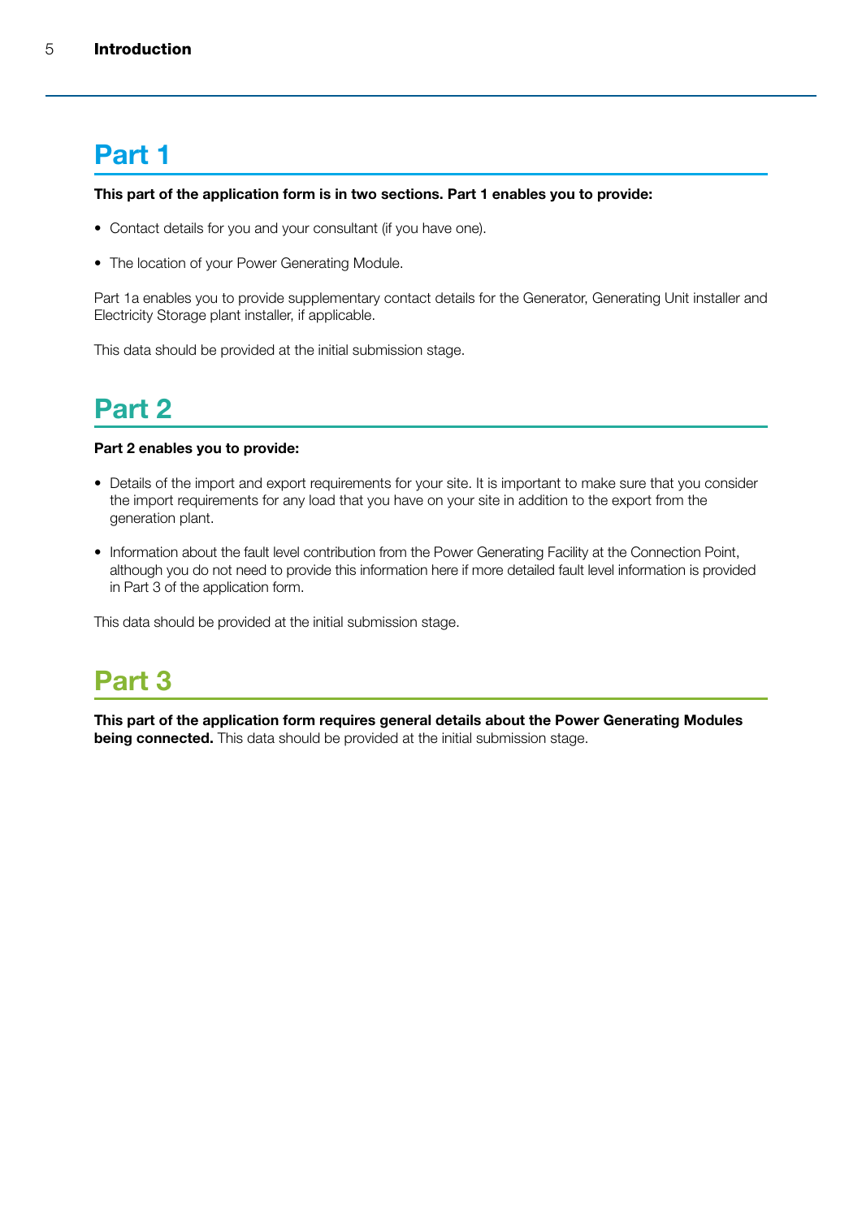## Part 1

**This part of the application form is in two sections. Part 1 enables you to provide:**

- Contact details for you and your consultant (if you have one).
- The location of your Power Generating Module.

Part 1a enables you to provide supplementary contact details for the Generator, Generating Unit installer and Electricity Storage plant installer, if applicable.

This data should be provided at the initial submission stage.

## Part 2

**Part 2 enables you to provide:**

- Details of the import and export requirements for your site. It is important to make sure that you consider the import requirements for any load that you have on your site in addition to the export from the generation plant.
- Information about the fault level contribution from the Power Generating Facility at the Connection Point, although you do not need to provide this information here if more detailed fault level information is provided in Part 3 of the application form.

This data should be provided at the initial submission stage.

## Part 3

**This part of the application form requires general details about the Power Generating Modules being connected.** This data should be provided at the initial submission stage.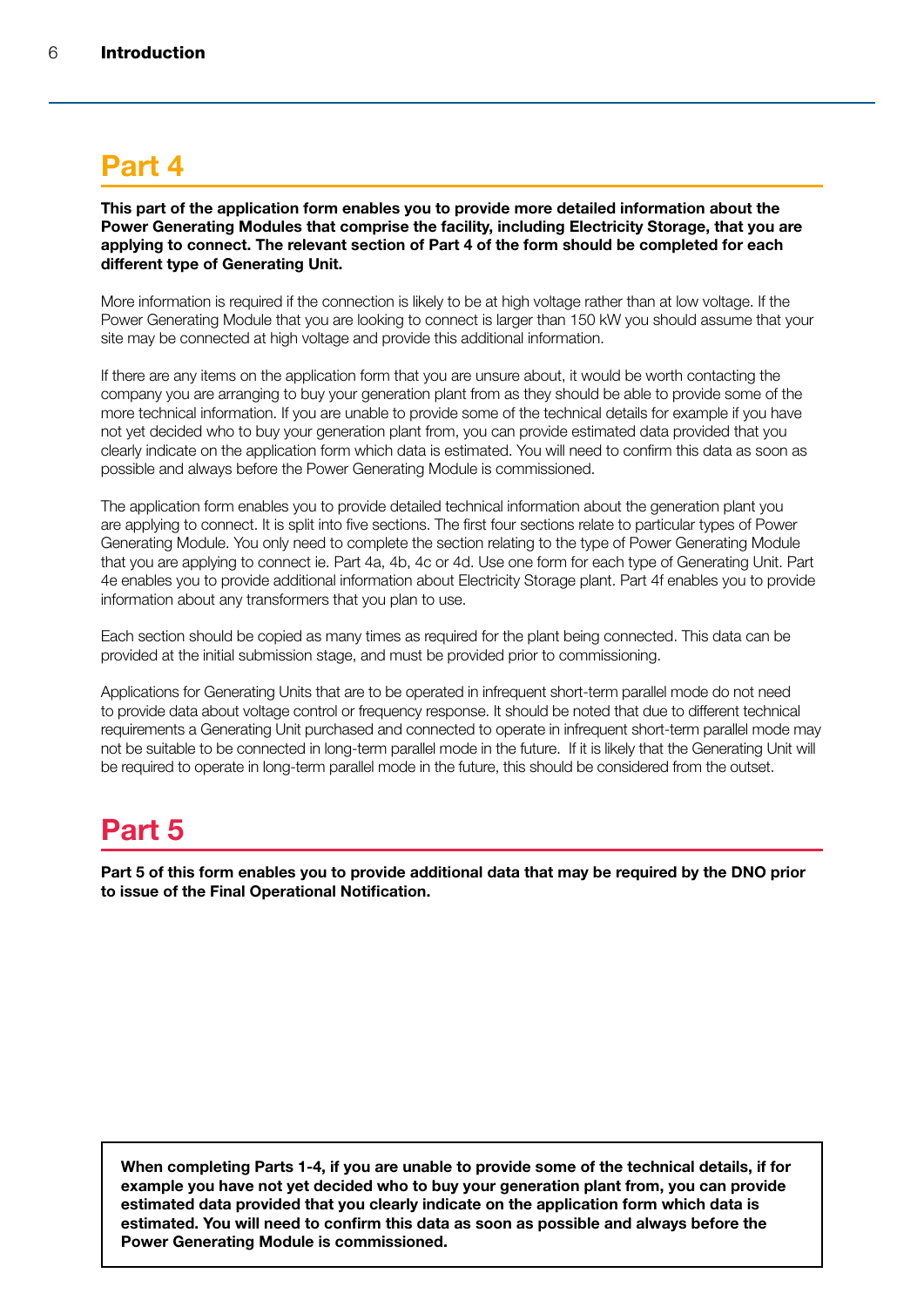## Part 4

**This part of the application form enables you to provide more detailed information about the Power Generating Modules that comprise the facility, including Electricity Storage, that you are applying to connect. The relevant section of Part 4 of the form should be completed for each different type of Generating Unit.**

More information is required if the connection is likely to be at high voltage rather than at low voltage. If the Power Generating Module that you are looking to connect is larger than 150 kW you should assume that your site may be connected at high voltage and provide this additional information.

If there are any items on the application form that you are unsure about, it would be worth contacting the company you are arranging to buy your generation plant from as they should be able to provide some of the more technical information. If you are unable to provide some of the technical details for example if you have not yet decided who to buy your generation plant from, you can provide estimated data provided that you clearly indicate on the application form which data is estimated. You will need to confirm this data as soon as possible and always before the Power Generating Module is commissioned.

The application form enables you to provide detailed technical information about the generation plant you are applying to connect. It is split into five sections. The first four sections relate to particular types of Power Generating Module. You only need to complete the section relating to the type of Power Generating Module that you are applying to connect ie. Part 4a, 4b, 4c or 4d. Use one form for each type of Generating Unit. Part 4e enables you to provide additional information about Electricity Storage plant. Part 4f enables you to provide information about any transformers that you plan to use.

Each section should be copied as many times as required for the plant being connected. This data can be provided at the initial submission stage, and must be provided prior to commissioning.

Applications for Generating Units that are to be operated in infrequent short-term parallel mode do not need to provide data about voltage control or frequency response. It should be noted that due to different technical requirements a Generating Unit purchased and connected to operate in infrequent short-term parallel mode may not be suitable to be connected in long-term parallel mode in the future. If it is likely that the Generating Unit will be required to operate in long-term parallel mode in the future, this should be considered from the outset.

## Part 5

**Part 5 of this form enables you to provide additional data that may be required by the DNO prior to issue of the Final Operational Notification.**

**When completing Parts 1-4, if you are unable to provide some of the technical details, if for example you have not yet decided who to buy your generation plant from, you can provide estimated data provided that you clearly indicate on the application form which data is estimated. You will need to confirm this data as soon as possible and always before the Power Generating Module is commissioned.**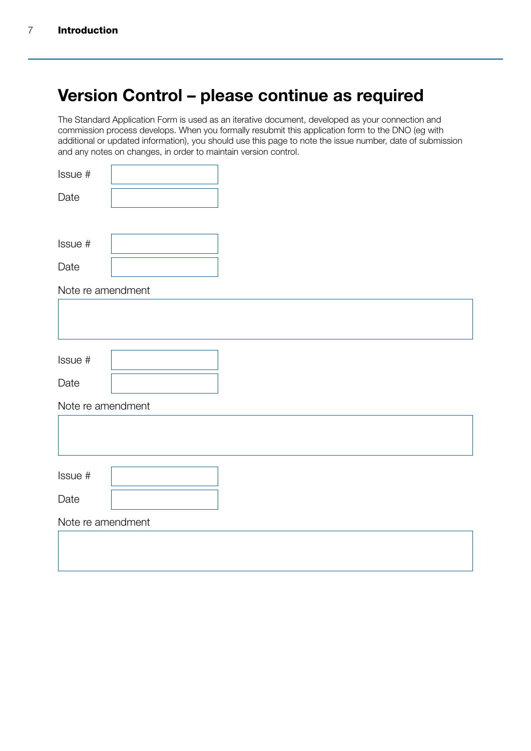# Version Control – please continue as required

The Standard Application Form is used as an iterative document, developed as your connection and commission process develops. When you formally resubmit this application form to the DNO (eg with additional or updated information), you should use this page to note the issue number, date of submission and any notes on changes, in order to maintain version control.

Issue #

Date

Issue #

Date

Note re amendment

Issue #

Date

Note re amendment

Issue #

Date

Note re amendment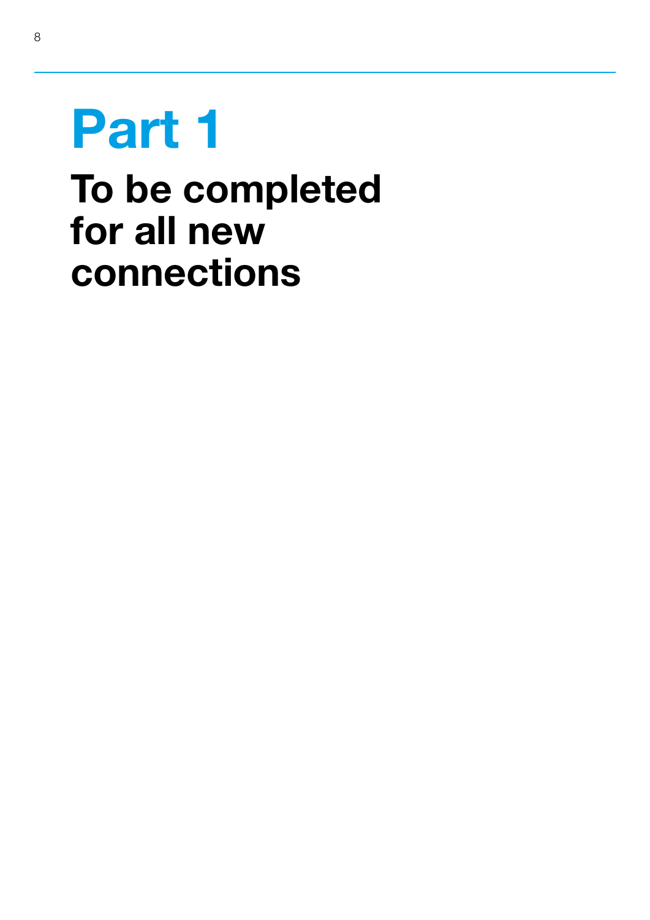# Part 1

## To be completed for all new connections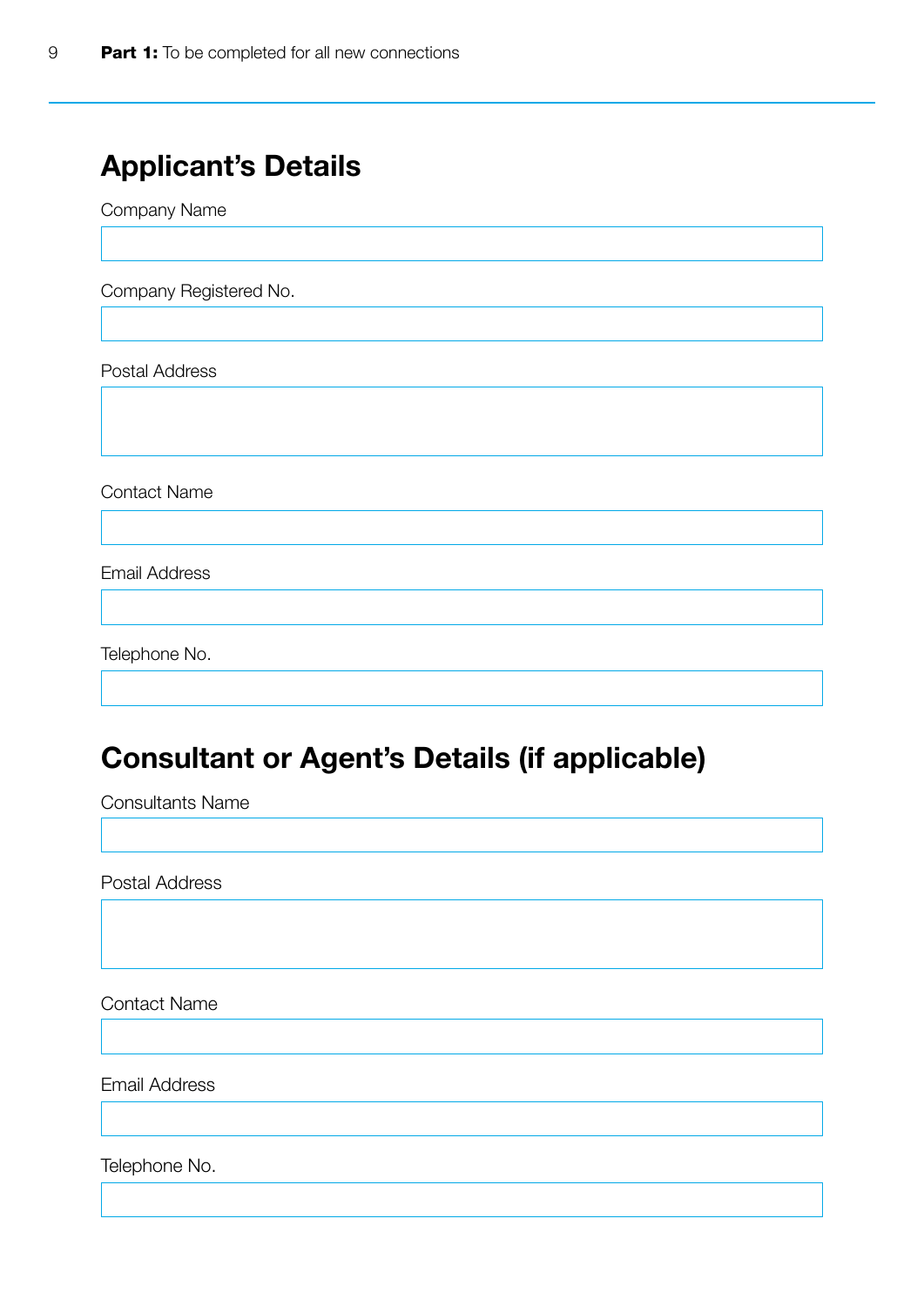## Applicant's Details

Company Name

Company Registered No.

Postal Address

Contact Name

Email Address

Telephone No.

## Consultant or Agent's Details (if applicable)

Consultants Name

Postal Address

Contact Name

Email Address

Telephone No.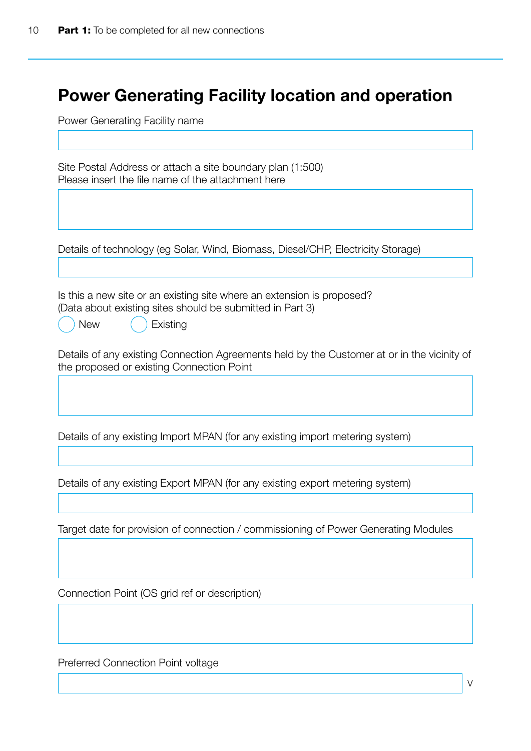# Power Generating Facility location and operation

Power Generating Facility name

Site Postal Address or attach a site boundary plan (1:500)
Please insert the file name of the attachment here

Details of technology (eg Solar, Wind, Biomass, Diesel/CHP, Electricity Storage)

Is this a new site or an existing site where an extension is proposed?
(Data about existing sites should be submitted in Part 3)

New  Existing

Details of any existing Connection Agreements held by the Customer at or in the vicinity of the proposed or existing Connection Point

Details of any existing Import MPAN (for any existing import metering system)

Details of any existing Export MPAN (for any existing export metering system)

Target date for provision of connection / commissioning of Power Generating Modules

Connection Point (OS grid ref or description)

Preferred Connection Point voltage

V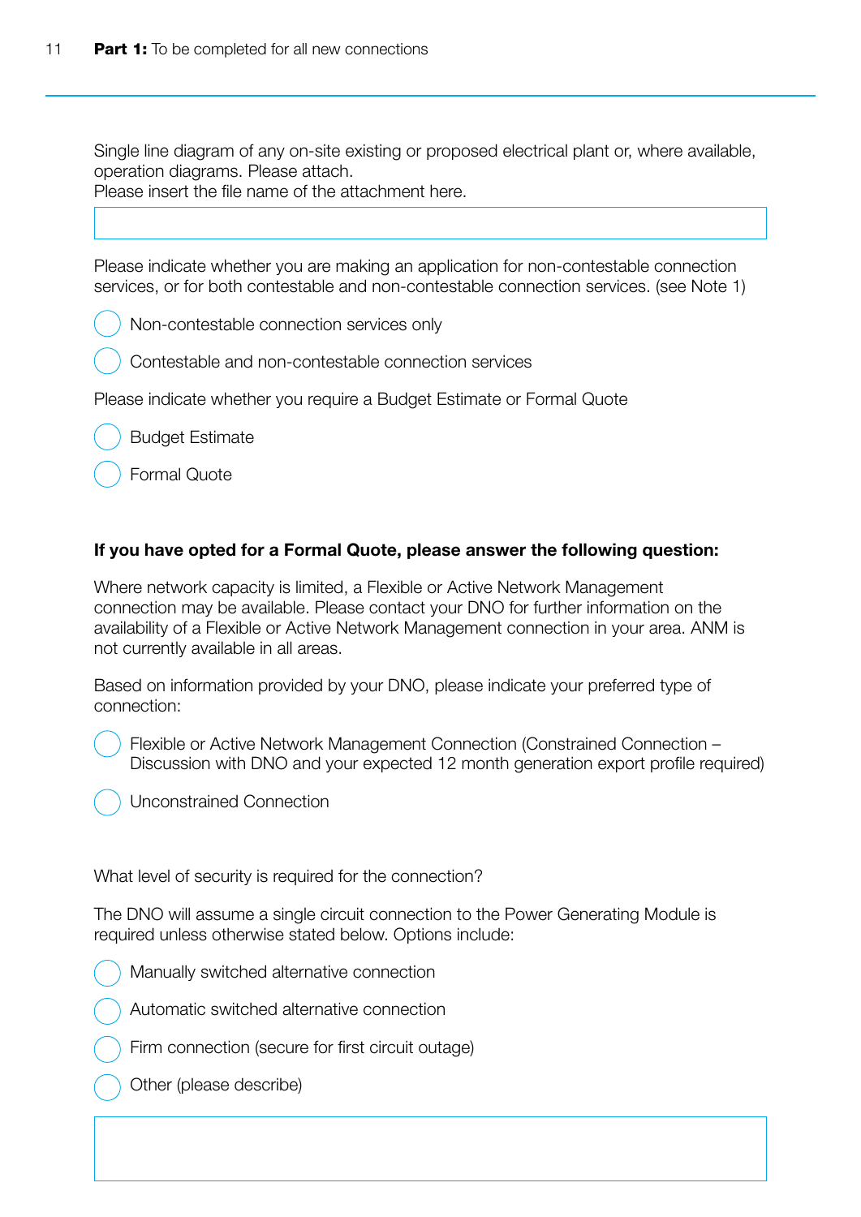Single line diagram of any on-site existing or proposed electrical plant or, where available, operation diagrams. Please attach.
Please insert the file name of the attachment here.

Please indicate whether you are making an application for non-contestable connection services, or for both contestable and non-contestable connection services. (see Note 1)

- ◯ Non-contestable connection services only
- ◯ Contestable and non-contestable connection services

Please indicate whether you require a Budget Estimate or Formal Quote

- ◯ Budget Estimate
- ◯ Formal Quote

**If you have opted for a Formal Quote, please answer the following question:**

Where network capacity is limited, a Flexible or Active Network Management connection may be available. Please contact your DNO for further information on the availability of a Flexible or Active Network Management connection in your area. ANM is not currently available in all areas.

Based on information provided by your DNO, please indicate your preferred type of connection:

- ◯ Flexible or Active Network Management Connection (Constrained Connection – Discussion with DNO and your expected 12 month generation export profile required)
- ◯ Unconstrained Connection

What level of security is required for the connection?

The DNO will assume a single circuit connection to the Power Generating Module is required unless otherwise stated below. Options include:

- ◯ Manually switched alternative connection
- ◯ Automatic switched alternative connection
- ◯ Firm connection (secure for first circuit outage)
- ◯ Other (please describe)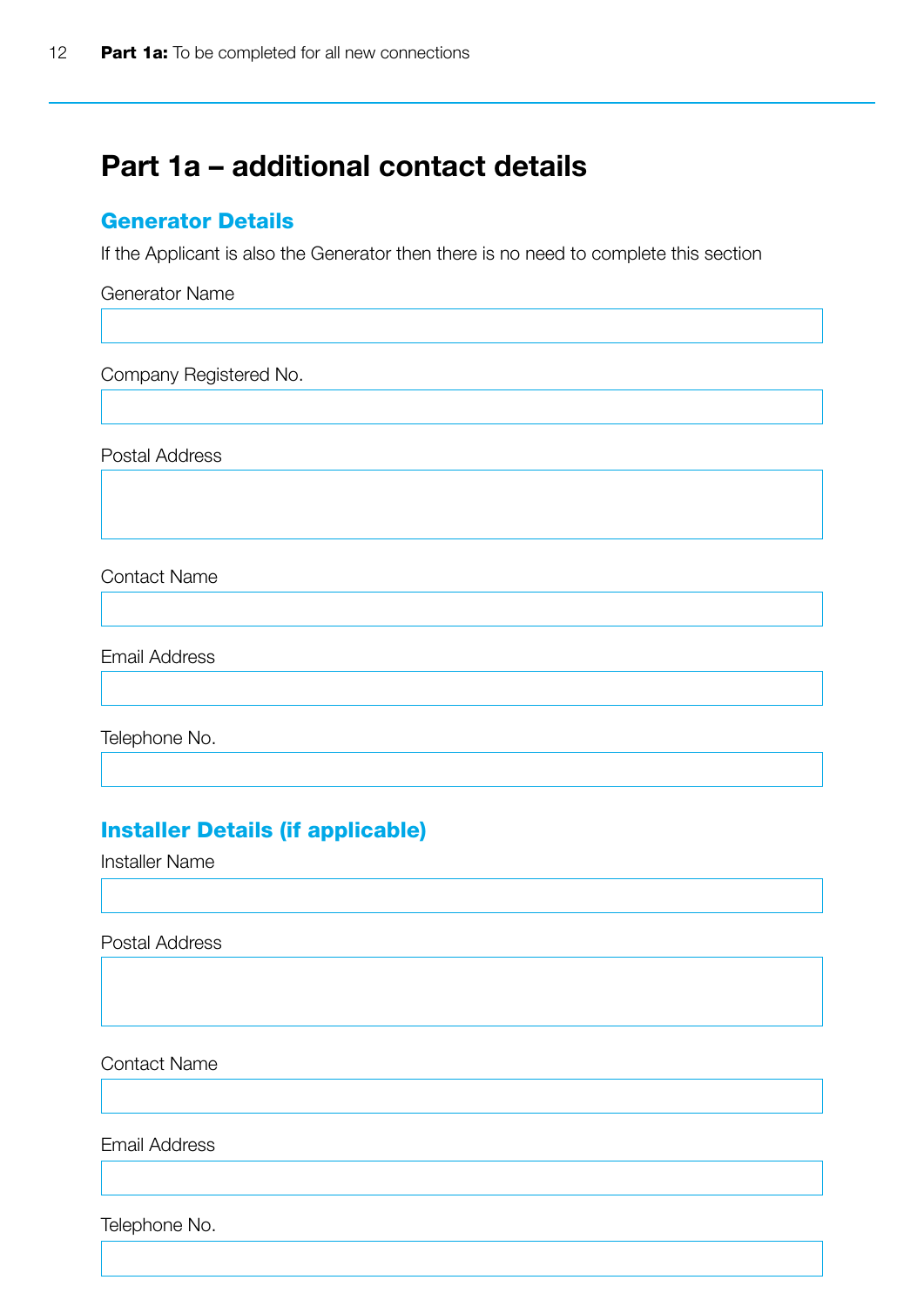# Part 1a – additional contact details

## Generator Details

If the Applicant is also the Generator then there is no need to complete this section

Generator Name

Company Registered No.

Postal Address

Contact Name

Email Address

Telephone No.

## Installer Details (if applicable)

Installer Name

Postal Address

Contact Name

Email Address

Telephone No.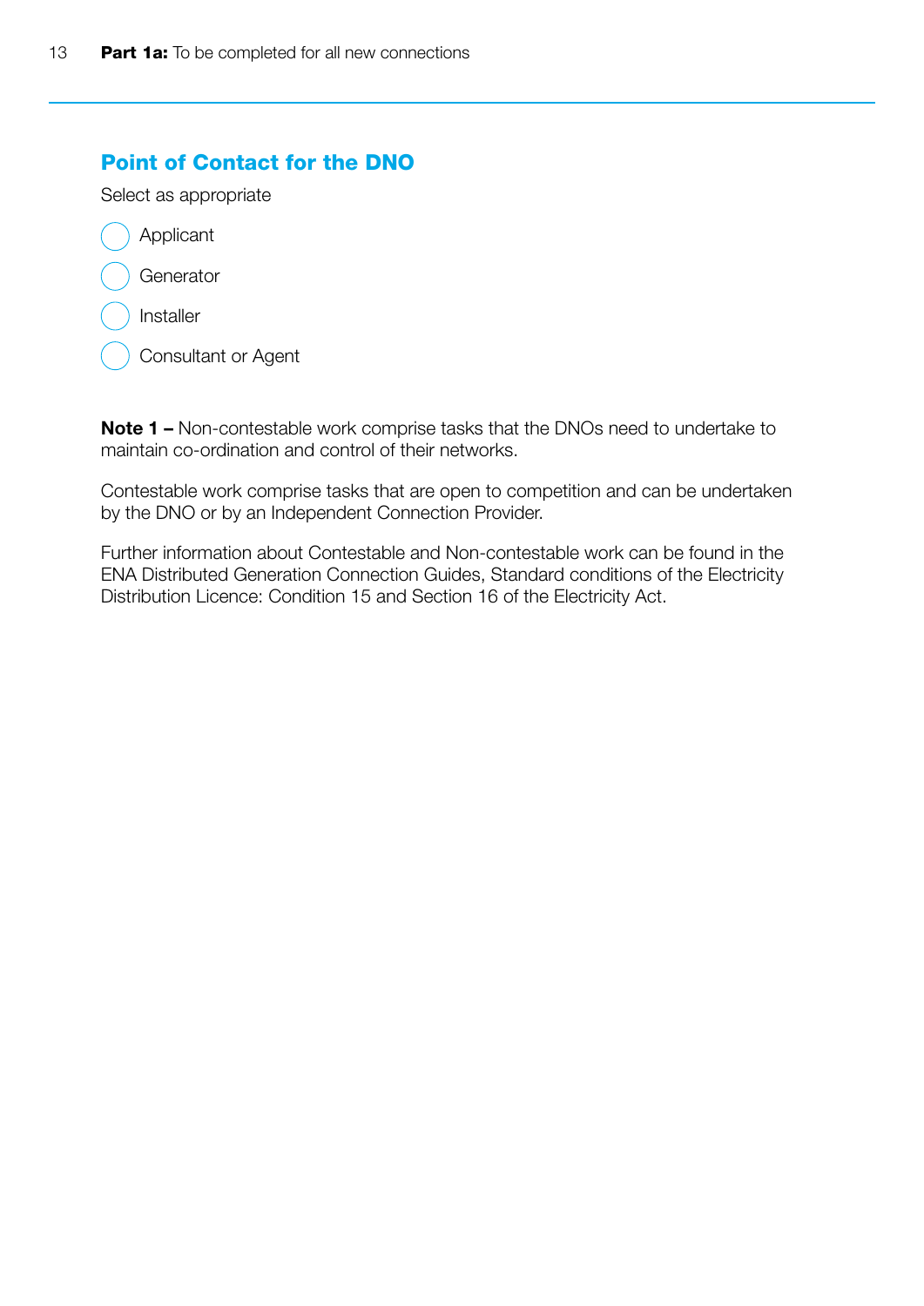## Point of Contact for the DNO

Select as appropriate

- ◯ Applicant
- ◯ Generator
- ◯ Installer
- ◯ Consultant or Agent

**Note 1 –** Non-contestable work comprise tasks that the DNOs need to undertake to maintain co-ordination and control of their networks.

Contestable work comprise tasks that are open to competition and can be undertaken by the DNO or by an Independent Connection Provider.

Further information about Contestable and Non-contestable work can be found in the ENA Distributed Generation Connection Guides, Standard conditions of the Electricity Distribution Licence: Condition 15 and Section 16 of the Electricity Act.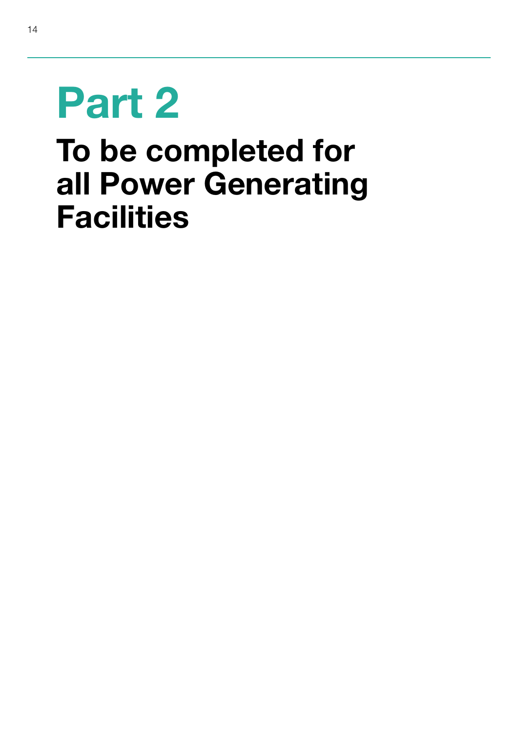# Part 2

## To be completed for all Power Generating Facilities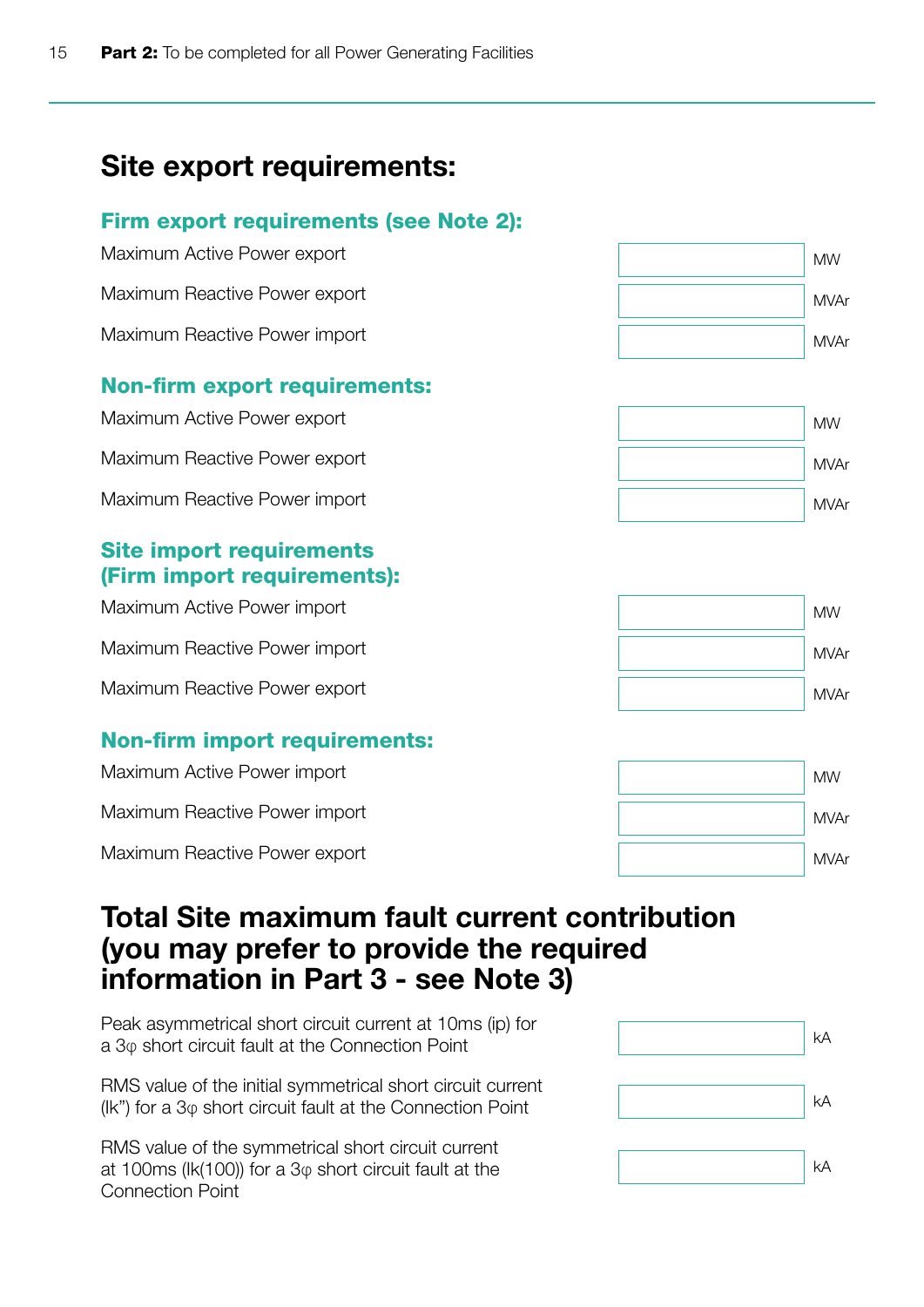## Site export requirements:

### Firm export requirements (see Note 2):

| | | |
|---|---|---|
| Maximum Active Power export | | MW |
| Maximum Reactive Power export | | MVAr |
| Maximum Reactive Power import | | MVAr |

### Non-firm export requirements:

| | | |
|---|---|---|
| Maximum Active Power export | | MW |
| Maximum Reactive Power export | | MVAr |
| Maximum Reactive Power import | | MVAr |

### Site import requirements (Firm import requirements):

| | | |
|---|---|---|
| Maximum Active Power import | | MW |
| Maximum Reactive Power import | | MVAr |
| Maximum Reactive Power export | | MVAr |

### Non-firm import requirements:

| | | |
|---|---|---|
| Maximum Active Power import | | MW |
| Maximum Reactive Power import | | MVAr |
| Maximum Reactive Power export | | MVAr |

## Total Site maximum fault current contribution (you may prefer to provide the required information in Part 3 - see Note 3)

| | | |
|---|---|---|
| Peak asymmetrical short circuit current at 10ms (ip) for a 3φ short circuit fault at the Connection Point | | kA |
| RMS value of the initial symmetrical short circuit current (Ik”) for a 3φ short circuit fault at the Connection Point | | kA |
| RMS value of the symmetrical short circuit current at 100ms (Ik(100)) for a 3φ short circuit fault at the Connection Point | | kA |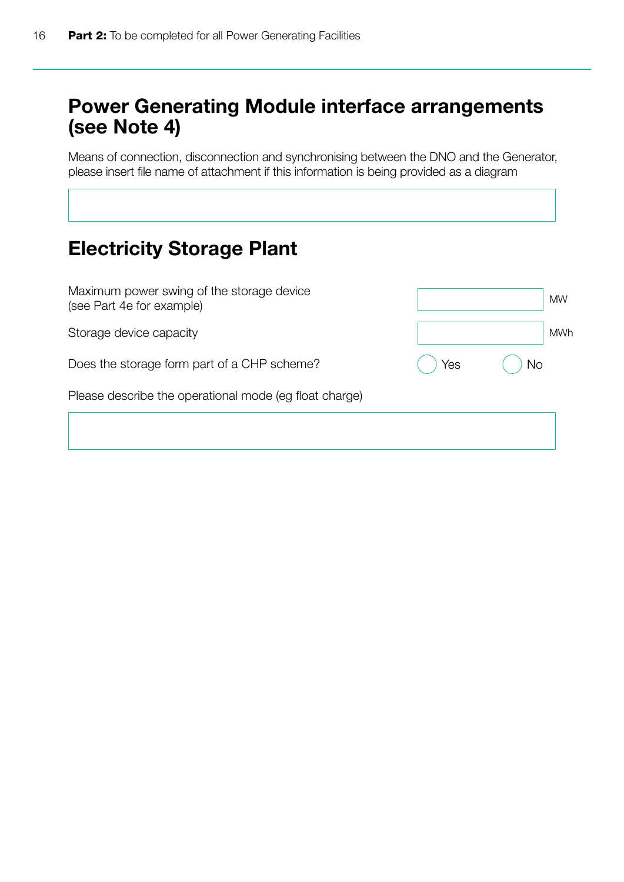## Power Generating Module interface arrangements (see Note 4)

Means of connection, disconnection and synchronising between the DNO and the Generator, please insert file name of attachment if this information is being provided as a diagram

## Electricity Storage Plant

| | | |
|---|---|---|
| Maximum power swing of the storage device (see Part 4e for example) | | MW |
| Storage device capacity | | MWh |
| Does the storage form part of a CHP scheme? | ◯ Yes | ◯ No |

Please describe the operational mode (eg float charge)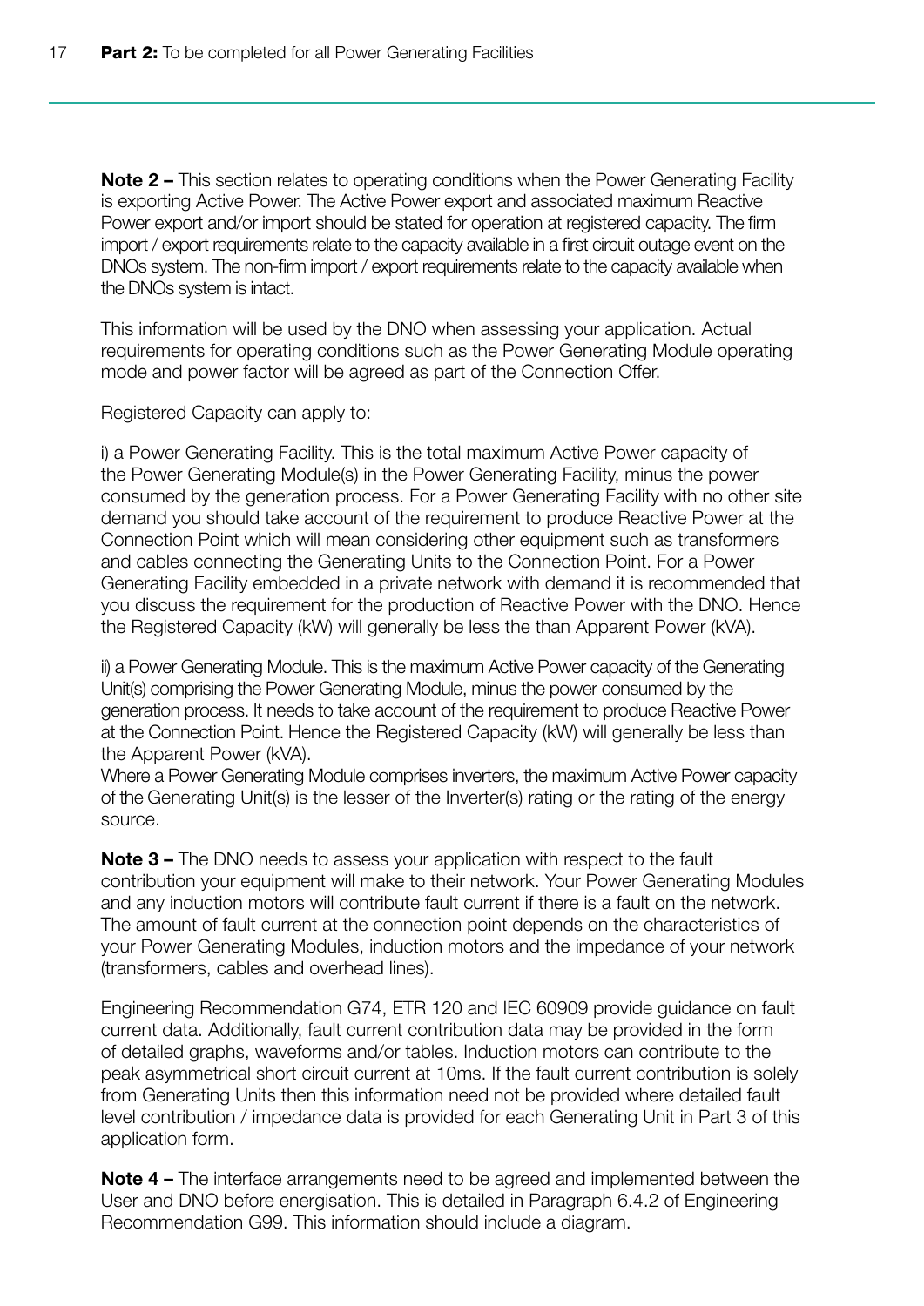**Note 2 –** This section relates to operating conditions when the Power Generating Facility is exporting Active Power. The Active Power export and associated maximum Reactive Power export and/or import should be stated for operation at registered capacity. The firm import / export requirements relate to the capacity available in a first circuit outage event on the DNOs system. The non-firm import / export requirements relate to the capacity available when the DNOs system is intact.

This information will be used by the DNO when assessing your application. Actual requirements for operating conditions such as the Power Generating Module operating mode and power factor will be agreed as part of the Connection Offer.

Registered Capacity can apply to:

i) a Power Generating Facility. This is the total maximum Active Power capacity of the Power Generating Module(s) in the Power Generating Facility, minus the power consumed by the generation process. For a Power Generating Facility with no other site demand you should take account of the requirement to produce Reactive Power at the Connection Point which will mean considering other equipment such as transformers and cables connecting the Generating Units to the Connection Point. For a Power Generating Facility embedded in a private network with demand it is recommended that you discuss the requirement for the production of Reactive Power with the DNO. Hence the Registered Capacity (kW) will generally be less the than Apparent Power (kVA).

ii) a Power Generating Module. This is the maximum Active Power capacity of the Generating Unit(s) comprising the Power Generating Module, minus the power consumed by the generation process. It needs to take account of the requirement to produce Reactive Power at the Connection Point. Hence the Registered Capacity (kW) will generally be less than the Apparent Power (kVA).
Where a Power Generating Module comprises inverters, the maximum Active Power capacity of the Generating Unit(s) is the lesser of the Inverter(s) rating or the rating of the energy source.

**Note 3 –** The DNO needs to assess your application with respect to the fault contribution your equipment will make to their network. Your Power Generating Modules and any induction motors will contribute fault current if there is a fault on the network. The amount of fault current at the connection point depends on the characteristics of your Power Generating Modules, induction motors and the impedance of your network (transformers, cables and overhead lines).

Engineering Recommendation G74, ETR 120 and IEC 60909 provide guidance on fault current data. Additionally, fault current contribution data may be provided in the form of detailed graphs, waveforms and/or tables. Induction motors can contribute to the peak asymmetrical short circuit current at 10ms. If the fault current contribution is solely from Generating Units then this information need not be provided where detailed fault level contribution / impedance data is provided for each Generating Unit in Part 3 of this application form.

**Note 4 –** The interface arrangements need to be agreed and implemented between the User and DNO before energisation. This is detailed in Paragraph 6.4.2 of Engineering Recommendation G99. This information should include a diagram.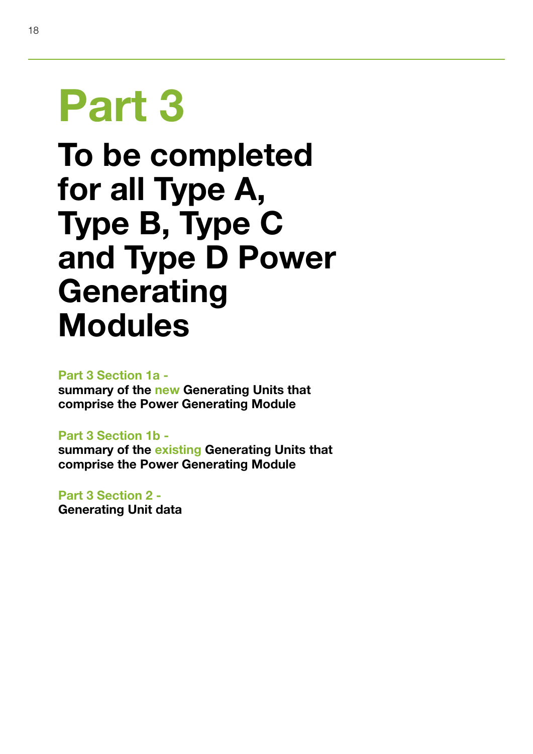# Part 3

## To be completed for all Type A, Type B, Type C and Type D Power Generating Modules

**Part 3 Section 1a -**
**summary of the new Generating Units that comprise the Power Generating Module**

**Part 3 Section 1b -**
**summary of the existing Generating Units that comprise the Power Generating Module**

**Part 3 Section 2 -**
**Generating Unit data**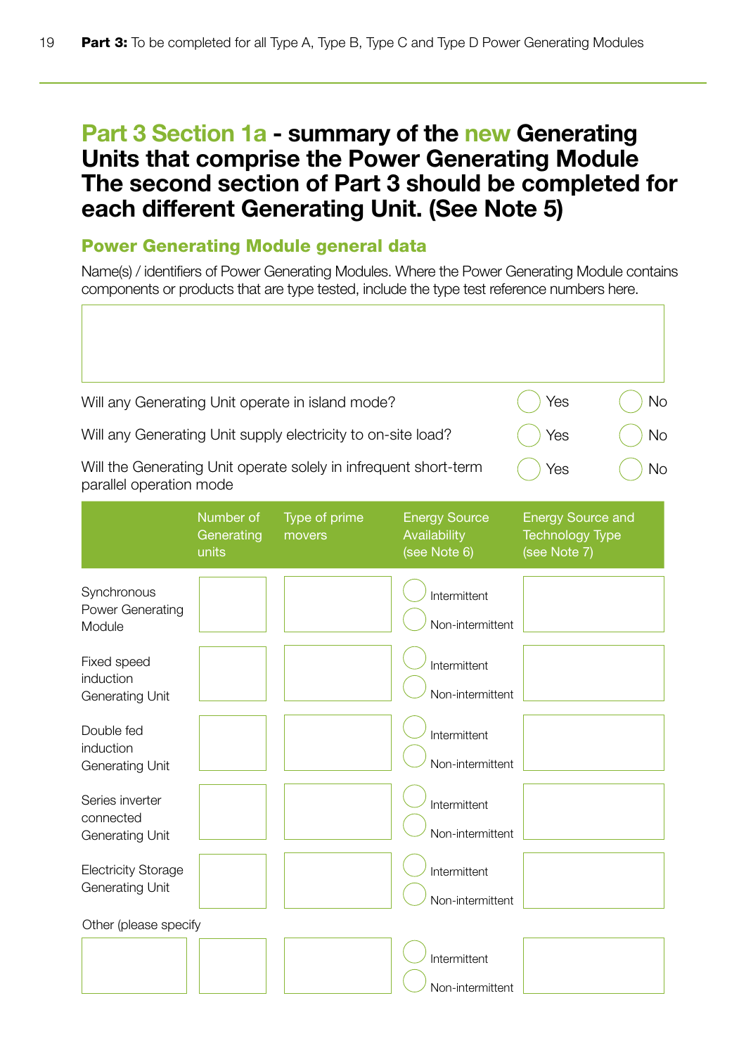# Part 3 Section 1a - summary of the new Generating Units that comprise the Power Generating Module The second section of Part 3 should be completed for each different Generating Unit. (See Note 5)

## Power Generating Module general data

Name(s) / identifiers of Power Generating Modules. Where the Power Generating Module contains components or products that are type tested, include the type test reference numbers here.

| |
|---|
| |

| | | |
|---|---|---|
| Will any Generating Unit operate in island mode? | ◯ Yes | ◯ No |
| Will any Generating Unit supply electricity to on-site load? | ◯ Yes | ◯ No |
| Will the Generating Unit operate solely in infrequent short-term parallel operation mode | ◯ Yes | ◯ No |

| | Number of Generating units | Type of prime movers | Energy Source Availability (see Note 6) | Energy Source and Technology Type (see Note 7) |
|---|---|---|---|---|
| Synchronous Power Generating Module | | | ◯ Intermittent ◯ Non-intermittent | |
| Fixed speed induction Generating Unit | | | ◯ Intermittent ◯ Non-intermittent | |
| Double fed induction Generating Unit | | | ◯ Intermittent ◯ Non-intermittent | |
| Series inverter connected Generating Unit | | | ◯ Intermittent ◯ Non-intermittent | |
| Electricity Storage Generating Unit | | | ◯ Intermittent ◯ Non-intermittent | |
| Other (please specify | | | ◯ Intermittent ◯ Non-intermittent | |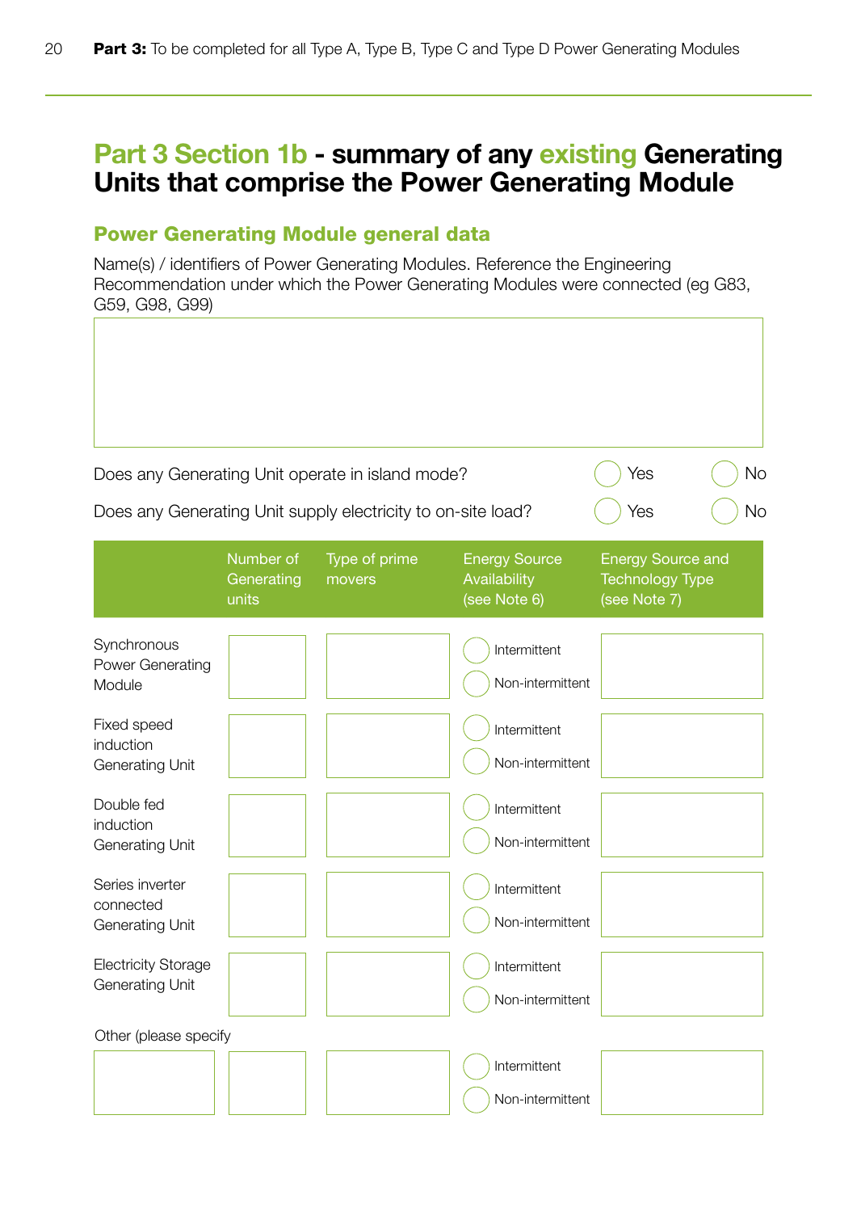## Part 3 Section 1b - summary of any existing Generating Units that comprise the Power Generating Module

### Power Generating Module general data

Name(s) / identifiers of Power Generating Modules. Reference the Engineering Recommendation under which the Power Generating Modules were connected (eg G83, G59, G98, G99)

| |
|---|
| |

Does any Generating Unit operate in island mode? ◯ Yes ◯ No

Does any Generating Unit supply electricity to on-site load? ◯ Yes ◯ No

| | Number of Generating units | Type of prime movers | Energy Source Availability (see Note 6) | Energy Source and Technology Type (see Note 7) |
|---|---|---|---|---|
| Synchronous Power Generating Module | | | ◯ Intermittent ◯ Non-intermittent | |
| Fixed speed induction Generating Unit | | | ◯ Intermittent ◯ Non-intermittent | |
| Double fed induction Generating Unit | | | ◯ Intermittent ◯ Non-intermittent | |
| Series inverter connected Generating Unit | | | ◯ Intermittent ◯ Non-intermittent | |
| Electricity Storage Generating Unit | | | ◯ Intermittent ◯ Non-intermittent | |
| Other (please specify | | | ◯ Intermittent ◯ Non-intermittent | |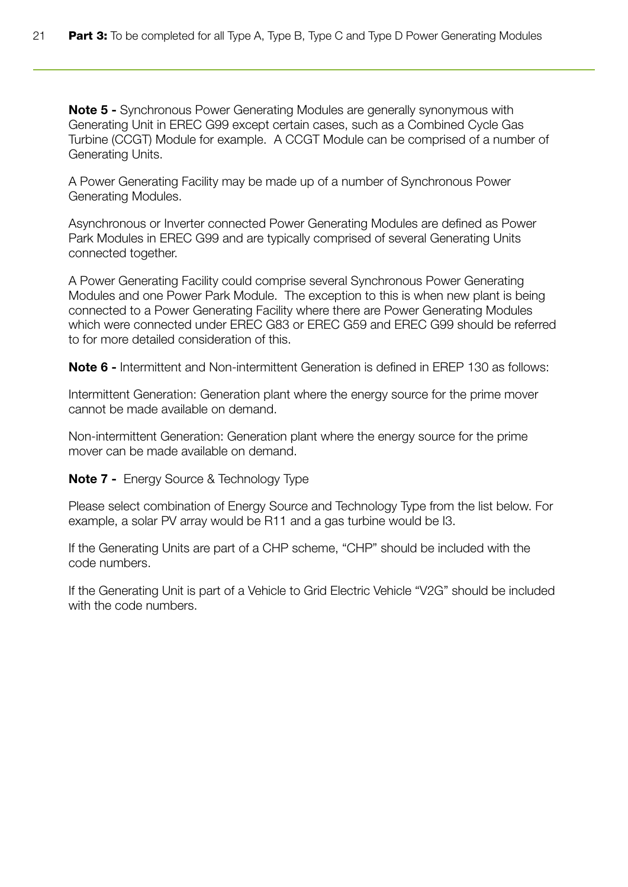**Note 5 -** Synchronous Power Generating Modules are generally synonymous with Generating Unit in EREC G99 except certain cases, such as a Combined Cycle Gas Turbine (CCGT) Module for example. A CCGT Module can be comprised of a number of Generating Units.

A Power Generating Facility may be made up of a number of Synchronous Power Generating Modules.

Asynchronous or Inverter connected Power Generating Modules are defined as Power Park Modules in EREC G99 and are typically comprised of several Generating Units connected together.

A Power Generating Facility could comprise several Synchronous Power Generating Modules and one Power Park Module. The exception to this is when new plant is being connected to a Power Generating Facility where there are Power Generating Modules which were connected under EREC G83 or EREC G59 and EREC G99 should be referred to for more detailed consideration of this.

**Note 6 -** Intermittent and Non-intermittent Generation is defined in EREP 130 as follows:

Intermittent Generation: Generation plant where the energy source for the prime mover cannot be made available on demand.

Non-intermittent Generation: Generation plant where the energy source for the prime mover can be made available on demand.

**Note 7 -** Energy Source & Technology Type

Please select combination of Energy Source and Technology Type from the list below. For example, a solar PV array would be R11 and a gas turbine would be I3.

If the Generating Units are part of a CHP scheme, "CHP" should be included with the code numbers.

If the Generating Unit is part of a Vehicle to Grid Electric Vehicle "V2G" should be included with the code numbers.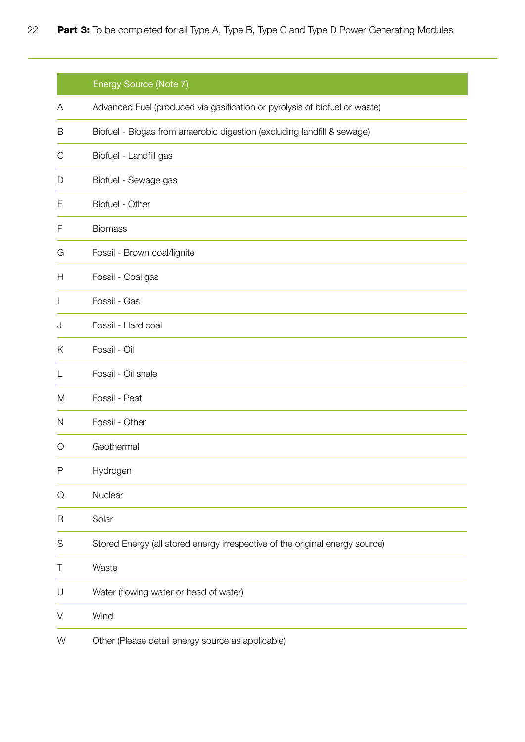| | Energy Source (Note 7) |
|---|---|
| A | Advanced Fuel (produced via gasification or pyrolysis of biofuel or waste) |
| B | Biofuel - Biogas from anaerobic digestion (excluding landfill & sewage) |
| C | Biofuel - Landfill gas |
| D | Biofuel - Sewage gas |
| E | Biofuel - Other |
| F | Biomass |
| G | Fossil - Brown coal/lignite |
| H | Fossil - Coal gas |
| I | Fossil - Gas |
| J | Fossil - Hard coal |
| K | Fossil - Oil |
| L | Fossil - Oil shale |
| M | Fossil - Peat |
| N | Fossil - Other |
| O | Geothermal |
| P | Hydrogen |
| Q | Nuclear |
| R | Solar |
| S | Stored Energy (all stored energy irrespective of the original energy source) |
| T | Waste |
| U | Water (flowing water or head of water) |
| V | Wind |
| W | Other (Please detail energy source as applicable) |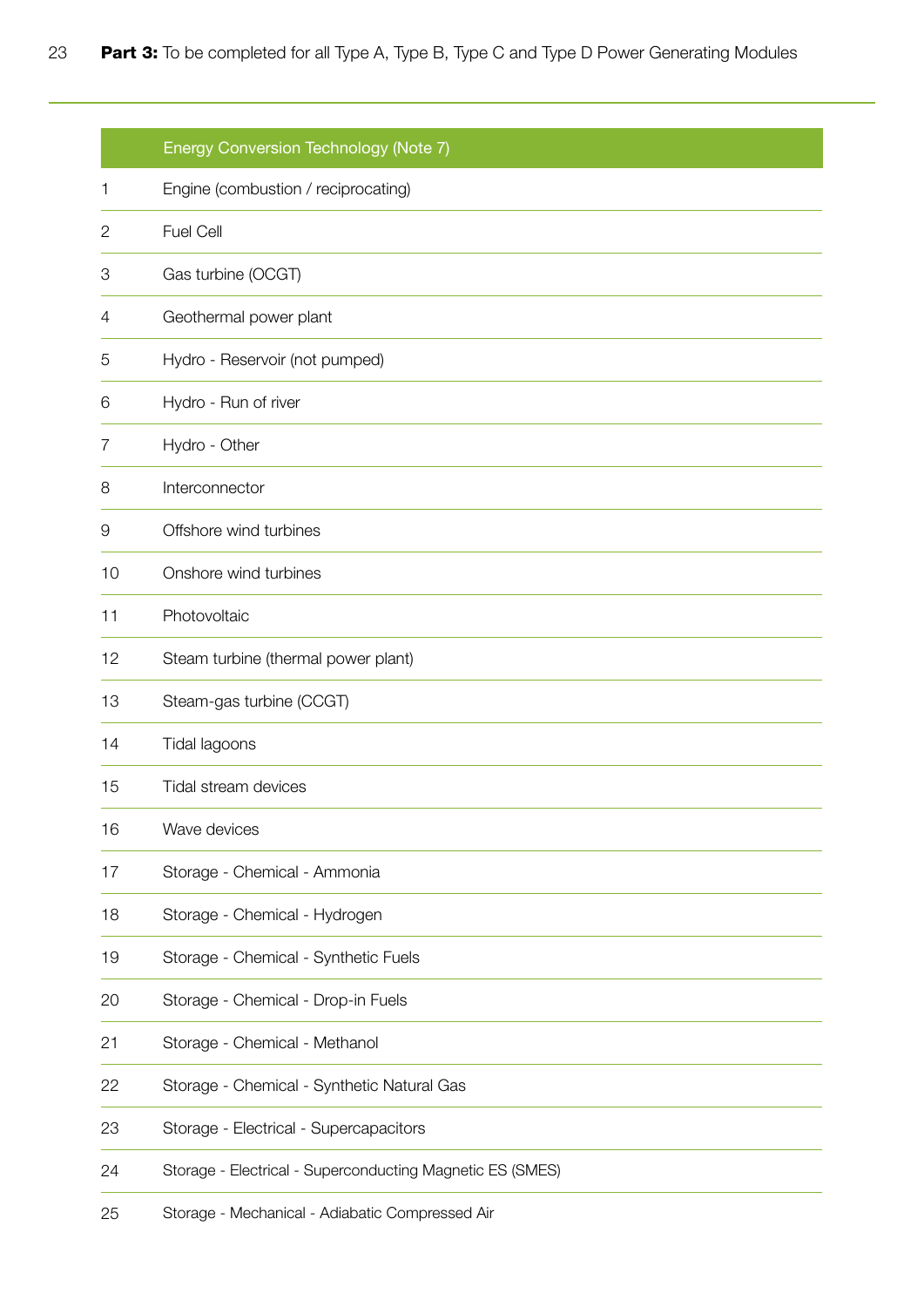**Part 3:** To be completed for all Type A, Type B, Type C and Type D Power Generating Modules

| | Energy Conversion Technology (Note 7) |
|---|---|
| 1 | Engine (combustion / reciprocating) |
| 2 | Fuel Cell |
| 3 | Gas turbine (OCGT) |
| 4 | Geothermal power plant |
| 5 | Hydro - Reservoir (not pumped) |
| 6 | Hydro - Run of river |
| 7 | Hydro - Other |
| 8 | Interconnector |
| 9 | Offshore wind turbines |
| 10 | Onshore wind turbines |
| 11 | Photovoltaic |
| 12 | Steam turbine (thermal power plant) |
| 13 | Steam-gas turbine (CCGT) |
| 14 | Tidal lagoons |
| 15 | Tidal stream devices |
| 16 | Wave devices |
| 17 | Storage - Chemical - Ammonia |
| 18 | Storage - Chemical - Hydrogen |
| 19 | Storage - Chemical - Synthetic Fuels |
| 20 | Storage - Chemical - Drop-in Fuels |
| 21 | Storage - Chemical - Methanol |
| 22 | Storage - Chemical - Synthetic Natural Gas |
| 23 | Storage - Electrical - Supercapacitors |
| 24 | Storage - Electrical - Superconducting Magnetic ES (SMES) |
| 25 | Storage - Mechanical - Adiabatic Compressed Air |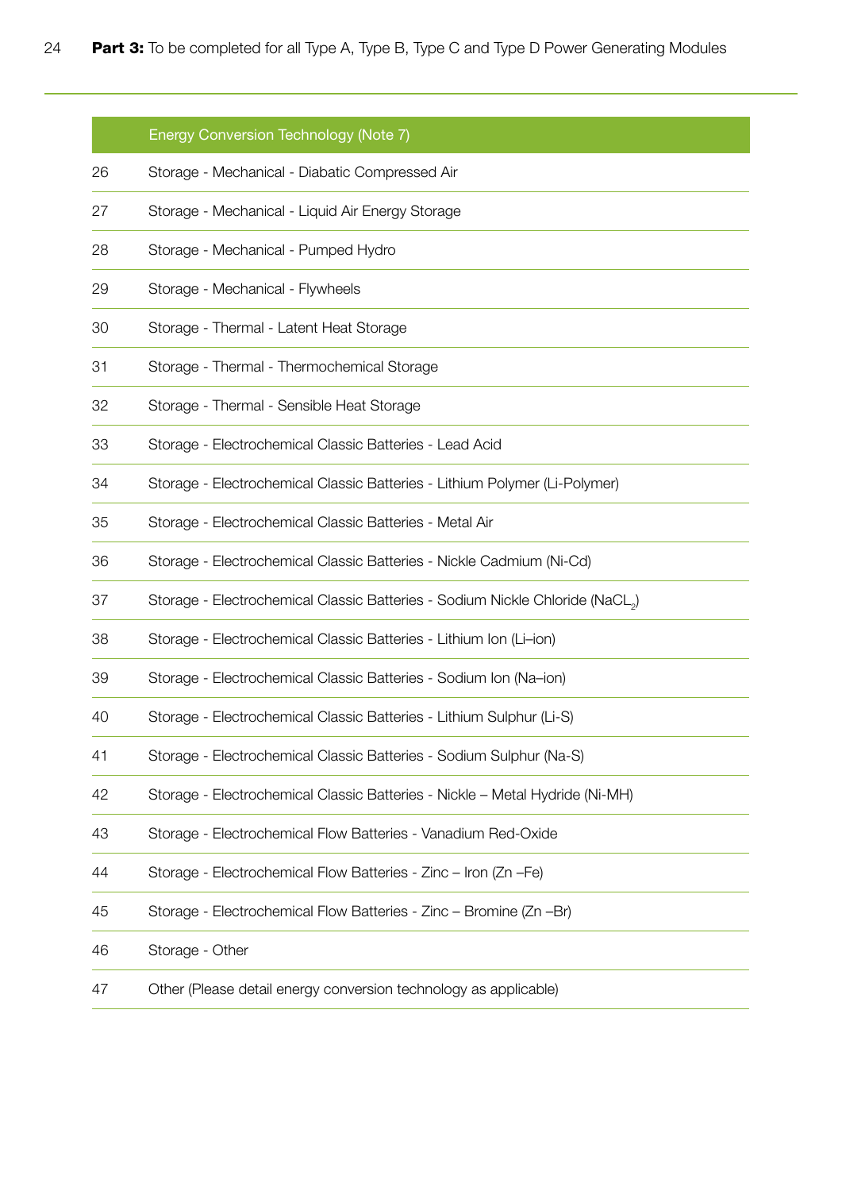**Part 3:** To be completed for all Type A, Type B, Type C and Type D Power Generating Modules

| | Energy Conversion Technology (Note 7) |
|---|---|
| 26 | Storage - Mechanical - Diabatic Compressed Air |
| 27 | Storage - Mechanical - Liquid Air Energy Storage |
| 28 | Storage - Mechanical - Pumped Hydro |
| 29 | Storage - Mechanical - Flywheels |
| 30 | Storage - Thermal - Latent Heat Storage |
| 31 | Storage - Thermal - Thermochemical Storage |
| 32 | Storage - Thermal - Sensible Heat Storage |
| 33 | Storage - Electrochemical Classic Batteries - Lead Acid |
| 34 | Storage - Electrochemical Classic Batteries - Lithium Polymer (Li-Polymer) |
| 35 | Storage - Electrochemical Classic Batteries - Metal Air |
| 36 | Storage - Electrochemical Classic Batteries - Nickle Cadmium (Ni-Cd) |
| 37 | Storage - Electrochemical Classic Batteries - Sodium Nickle Chloride ($NaCL_2$) |
| 38 | Storage - Electrochemical Classic Batteries - Lithium Ion (Li–ion) |
| 39 | Storage - Electrochemical Classic Batteries - Sodium Ion (Na–ion) |
| 40 | Storage - Electrochemical Classic Batteries - Lithium Sulphur (Li-S) |
| 41 | Storage - Electrochemical Classic Batteries - Sodium Sulphur (Na-S) |
| 42 | Storage - Electrochemical Classic Batteries - Nickle – Metal Hydride (Ni-MH) |
| 43 | Storage - Electrochemical Flow Batteries - Vanadium Red-Oxide |
| 44 | Storage - Electrochemical Flow Batteries - Zinc – Iron (Zn –Fe) |
| 45 | Storage - Electrochemical Flow Batteries - Zinc – Bromine (Zn –Br) |
| 46 | Storage - Other |
| 47 | Other (Please detail energy conversion technology as applicable) |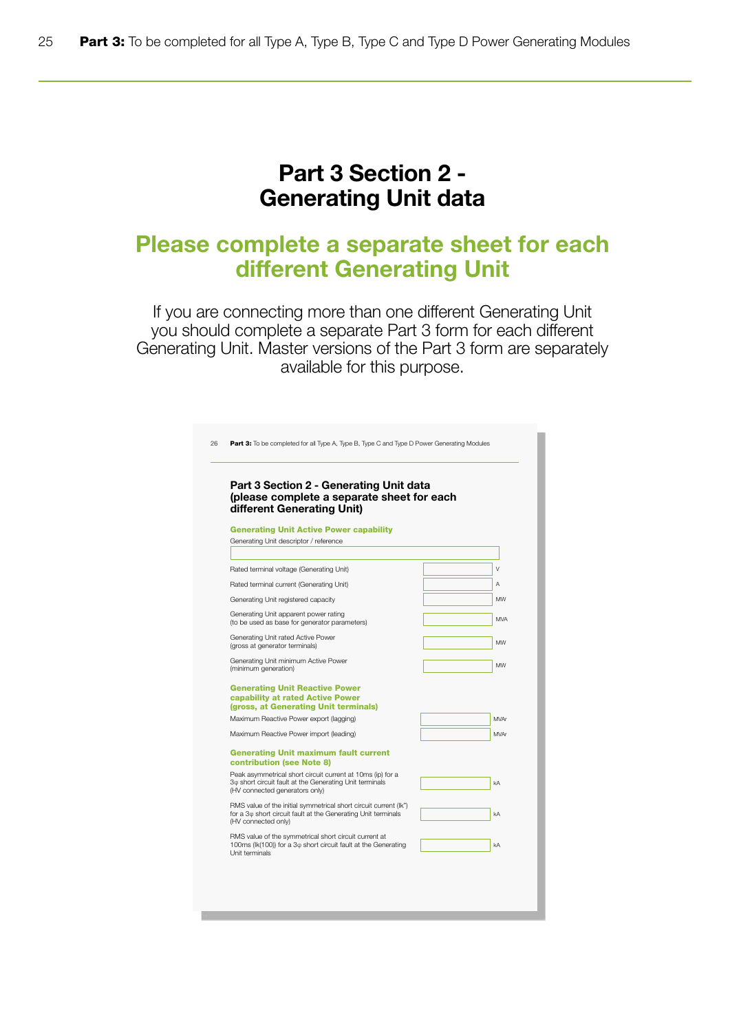# Part 3 Section 2 - Generating Unit data

## Please complete a separate sheet for each different Generating Unit

If you are connecting more than one different Generating Unit you should complete a separate Part 3 form for each different Generating Unit. Master versions of the Part 3 form are separately available for this purpose.

### Part 3 Section 2 - Generating Unit data (please complete a separate sheet for each different Generating Unit)

**Generating Unit Active Power capability**

Generating Unit descriptor / reference

| Field | Value | Unit |
|---|---|---|
| Rated terminal voltage (Generating Unit) | | V |
| Rated terminal current (Generating Unit) | | A |
| Generating Unit registered capacity | | MW |
| Generating Unit apparent power rating (to be used as base for generator parameters) | | MVA |
| Generating Unit rated Active Power (gross at generator terminals) | | MW |
| Generating Unit minimum Active Power (minimum generation) | | MW |

**Generating Unit Reactive Power capability at rated Active Power (gross, at Generating Unit terminals)**

| Field | Value | Unit |
|---|---|---|
| Maximum Reactive Power export (lagging) | | MVAr |
| Maximum Reactive Power import (leading) | | MVAr |

**Generating Unit maximum fault current contribution (see Note 8)**

| Field | Value | Unit |
|---|---|---|
| Peak asymmetrical short circuit current at 10ms (ip) for a 3φ short circuit fault at the Generating Unit terminals (HV connected generators only) | | kA |
| RMS value of the initial symmetrical short circuit current (Ik") for a 3φ short circuit fault at the Generating Unit terminals (HV connected only) | | kA |
| RMS value of the symmetrical short circuit current at 100ms (Ik(100)) for a 3φ short circuit fault at the Generating Unit terminals | | kA |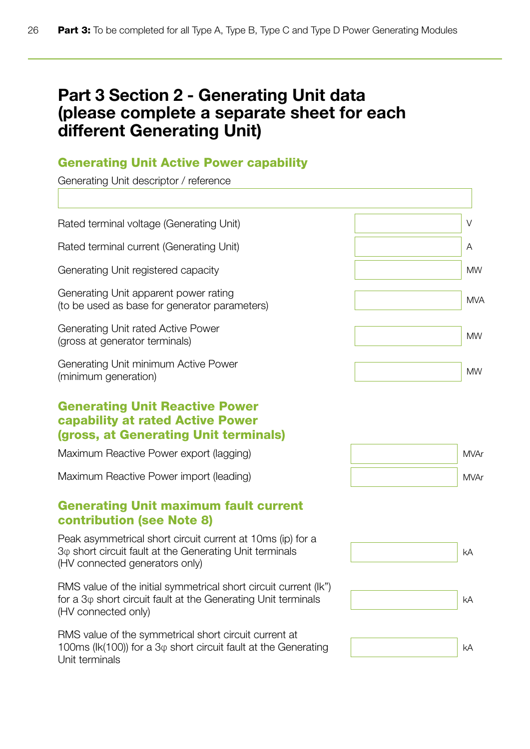# Part 3 Section 2 - Generating Unit data (please complete a separate sheet for each different Generating Unit)

## Generating Unit Active Power capability

Generating Unit descriptor / reference

| | |
|---|---|
| | |

| Field | Value | Unit |
|---|---|---|
| Rated terminal voltage (Generating Unit) | | V |
| Rated terminal current (Generating Unit) | | A |
| Generating Unit registered capacity | | MW |
| Generating Unit apparent power rating (to be used as base for generator parameters) | | MVA |
| Generating Unit rated Active Power (gross at generator terminals) | | MW |
| Generating Unit minimum Active Power (minimum generation) | | MW |

## Generating Unit Reactive Power capability at rated Active Power (gross, at Generating Unit terminals)

| Field | Value | Unit |
|---|---|---|
| Maximum Reactive Power export (lagging) | | MVAr |
| Maximum Reactive Power import (leading) | | MVAr |

## Generating Unit maximum fault current contribution (see Note 8)

| Field | Value | Unit |
|---|---|---|
| Peak asymmetrical short circuit current at 10ms (ip) for a 3φ short circuit fault at the Generating Unit terminals (HV connected generators only) | | kA |
| RMS value of the initial symmetrical short circuit current (Ik") for a 3φ short circuit fault at the Generating Unit terminals (HV connected only) | | kA |
| RMS value of the symmetrical short circuit current at 100ms (Ik(100)) for a 3φ short circuit fault at the Generating Unit terminals | | kA |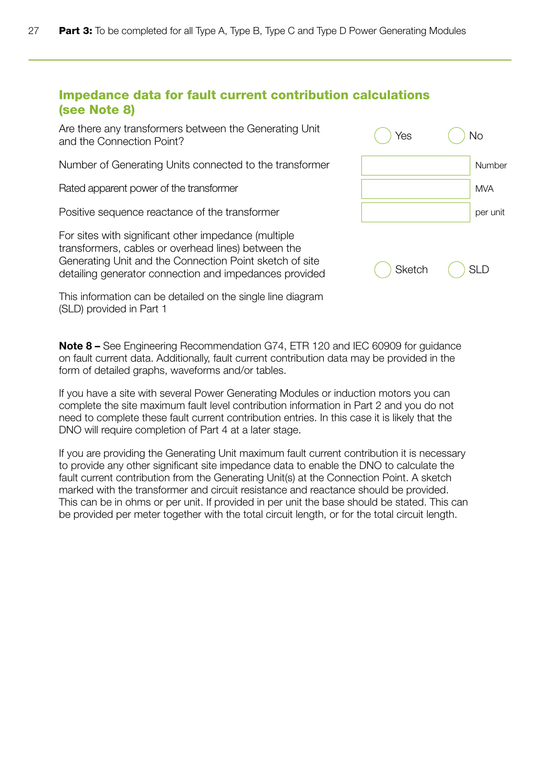## Impedance data for fault current contribution calculations (see Note 8)

| | | |
|---|---|---|
| Are there any transformers between the Generating Unit and the Connection Point? | ◯ Yes ◯ No | |
| Number of Generating Units connected to the transformer | | Number |
| Rated apparent power of the transformer | | MVA |
| Positive sequence reactance of the transformer | | per unit |
| For sites with significant other impedance (multiple transformers, cables or overhead lines) between the Generating Unit and the Connection Point sketch of site detailing generator connection and impedances provided | ◯ Sketch ◯ SLD | |

This information can be detailed on the single line diagram (SLD) provided in Part 1

**Note 8 –** See Engineering Recommendation G74, ETR 120 and IEC 60909 for guidance on fault current data. Additionally, fault current contribution data may be provided in the form of detailed graphs, waveforms and/or tables.

If you have a site with several Power Generating Modules or induction motors you can complete the site maximum fault level contribution information in Part 2 and you do not need to complete these fault current contribution entries. In this case it is likely that the DNO will require completion of Part 4 at a later stage.

If you are providing the Generating Unit maximum fault current contribution it is necessary to provide any other significant site impedance data to enable the DNO to calculate the fault current contribution from the Generating Unit(s) at the Connection Point. A sketch marked with the transformer and circuit resistance and reactance should be provided. This can be in ohms or per unit. If provided in per unit the base should be stated. This can be provided per meter together with the total circuit length, or for the total circuit length.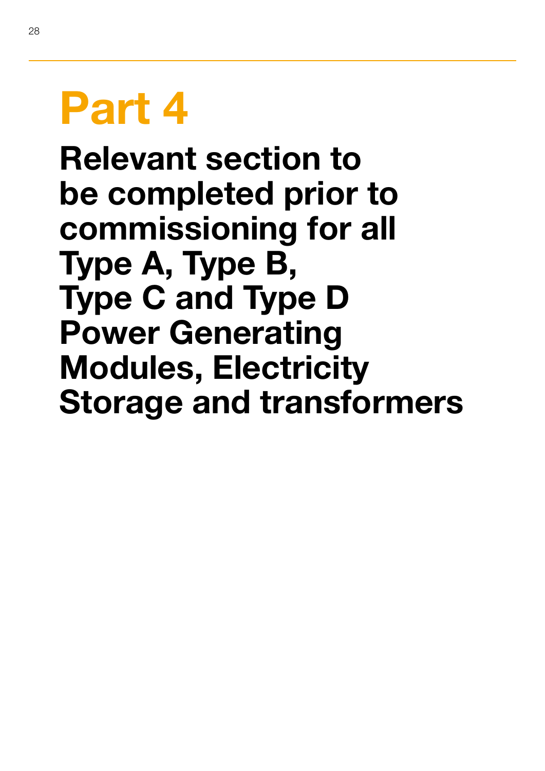# Part 4

## Relevant section to be completed prior to commissioning for all Type A, Type B, Type C and Type D Power Generating Modules, Electricity Storage and transformers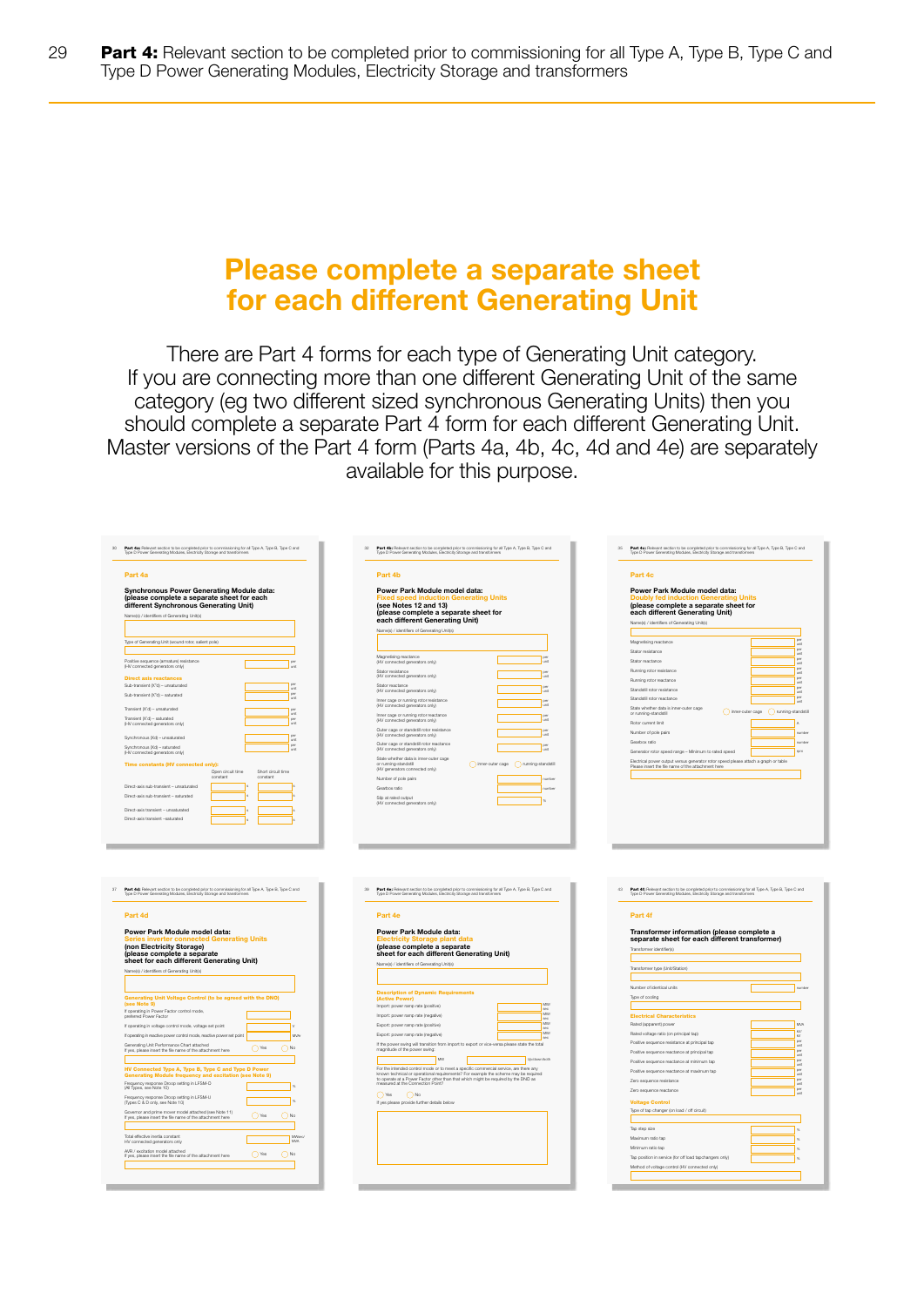**Part 4:** Relevant section to be completed prior to commissioning for all Type A, Type B, Type C and Type D Power Generating Modules, Electricity Storage and transformers

## Please complete a separate sheet for each different Generating Unit

There are Part 4 forms for each type of Generating Unit category. If you are connecting more than one different Generating Unit of the same category (eg two different sized synchronous Generating Units) then you should complete a separate Part 4 form for each different Generating Unit. Master versions of the Part 4 form (Parts 4a, 4b, 4c, 4d and 4e) are separately available for this purpose.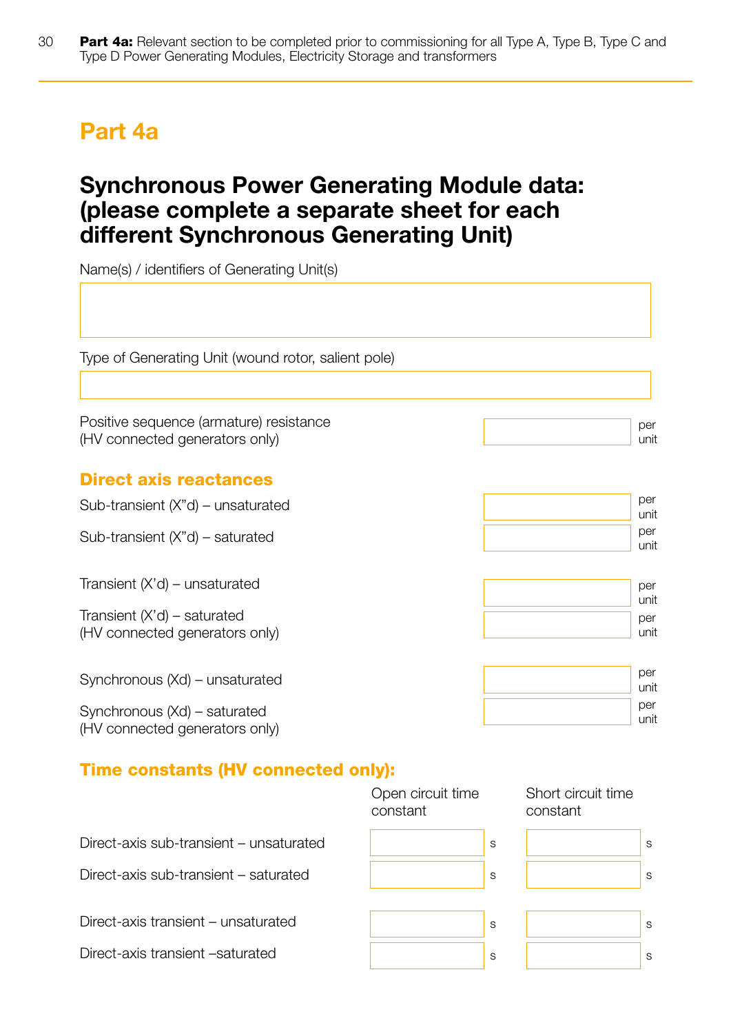# Part 4a

## Synchronous Power Generating Module data: (please complete a separate sheet for each different Synchronous Generating Unit)

Name(s) / identifiers of Generating Unit(s)

Type of Generating Unit (wound rotor, salient pole)

| | | |
|---|---|---|
| Positive sequence (armature) resistance (HV connected generators only) | | per unit |

### Direct axis reactances

| | | |
|---|---|---|
| Sub-transient (X"d) – unsaturated | | per unit |
| Sub-transient (X"d) – saturated | | per unit |
| Transient (X'd) – unsaturated | | per unit |
| Transient (X'd) – saturated (HV connected generators only) | | per unit |
| Synchronous (Xd) – unsaturated | | per unit |
| Synchronous (Xd) – saturated (HV connected generators only) | | per unit |

### Time constants (HV connected only):

| | Open circuit time constant | | Short circuit time constant | |
|---|---|---|---|---|
| Direct-axis sub-transient – unsaturated | | s | | s |
| Direct-axis sub-transient – saturated | | s | | s |
| Direct-axis transient – unsaturated | | s | | s |
| Direct-axis transient –saturated | | s | | s |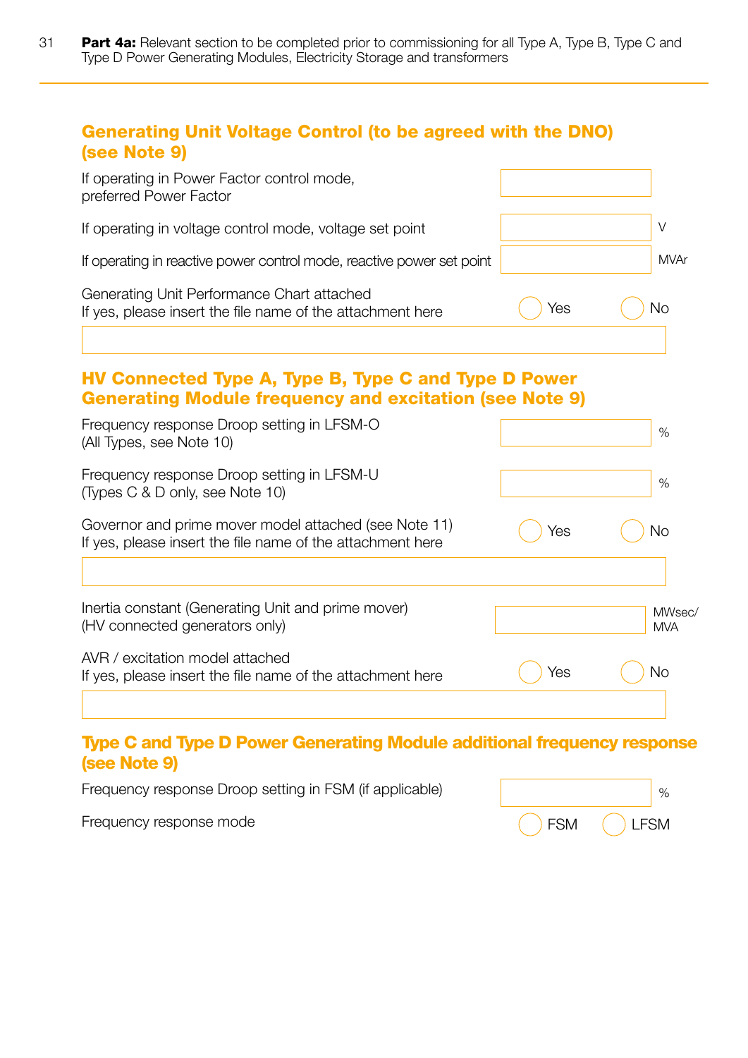**Part 4a:** Relevant section to be completed prior to commissioning for all Type A, Type B, Type C and Type D Power Generating Modules, Electricity Storage and transformers

## Generating Unit Voltage Control (to be agreed with the DNO) (see Note 9)

| | | |
|---|---|---|
| If operating in Power Factor control mode, preferred Power Factor | | |
| If operating in voltage control mode, voltage set point | | V |
| If operating in reactive power control mode, reactive power set point | | MVAr |

Generating Unit Performance Chart attached
If yes, please insert the file name of the attachment here ◯ Yes ◯ No

## HV Connected Type A, Type B, Type C and Type D Power Generating Module frequency and excitation (see Note 9)

| | | |
|---|---|---|
| Frequency response Droop setting in LFSM-O (All Types, see Note 10) | | % |
| Frequency response Droop setting in LFSM-U (Types C & D only, see Note 10) | | % |

Governor and prime mover model attached (see Note 11)
If yes, please insert the file name of the attachment here ◯ Yes ◯ No

| | | |
|---|---|---|
| Inertia constant (Generating Unit and prime mover) (HV connected generators only) | | MWsec/MVA |

AVR / excitation model attached
If yes, please insert the file name of the attachment here ◯ Yes ◯ No

## Type C and Type D Power Generating Module additional frequency response (see Note 9)

| | | |
|---|---|---|
| Frequency response Droop setting in FSM (if applicable) | | % |

Frequency response mode ◯ FSM ◯ LFSM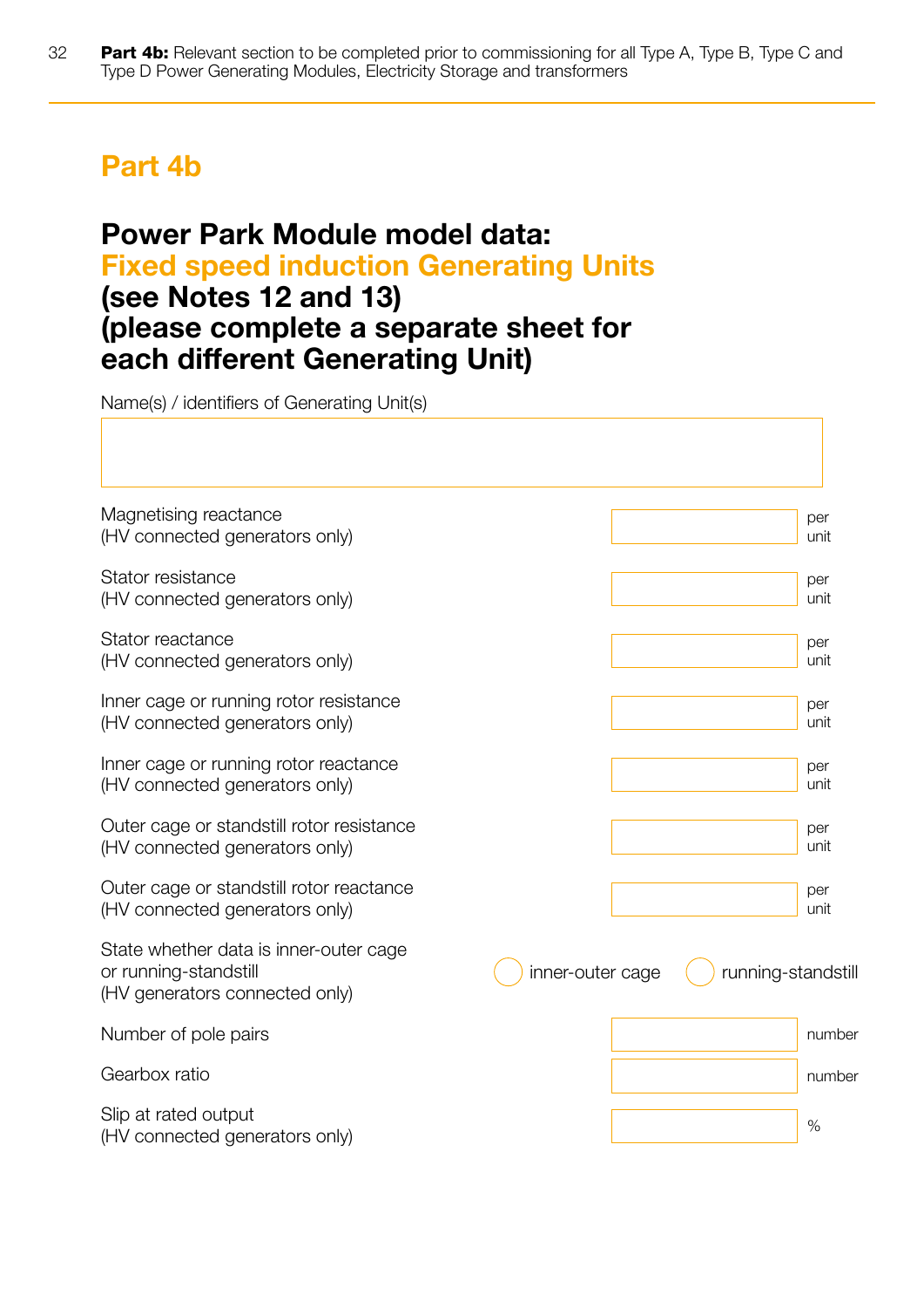# Part 4b

## Power Park Module model data: Fixed speed induction Generating Units (see Notes 12 and 13) (please complete a separate sheet for each different Generating Unit)

Name(s) / identifiers of Generating Unit(s)

| Field | Value | Unit |
|---|---|---|
| Magnetising reactance (HV connected generators only) | | per unit |
| Stator resistance (HV connected generators only) | | per unit |
| Stator reactance (HV connected generators only) | | per unit |
| Inner cage or running rotor resistance (HV connected generators only) | | per unit |
| Inner cage or running rotor reactance (HV connected generators only) | | per unit |
| Outer cage or standstill rotor resistance (HV connected generators only) | | per unit |
| Outer cage or standstill rotor reactance (HV connected generators only) | | per unit |
| State whether data is inner-outer cage or running-standstill (HV generators connected only) | ◯ inner-outer cage ◯ running-standstill | |
| Number of pole pairs | | number |
| Gearbox ratio | | number |
| Slip at rated output (HV connected generators only) | | % |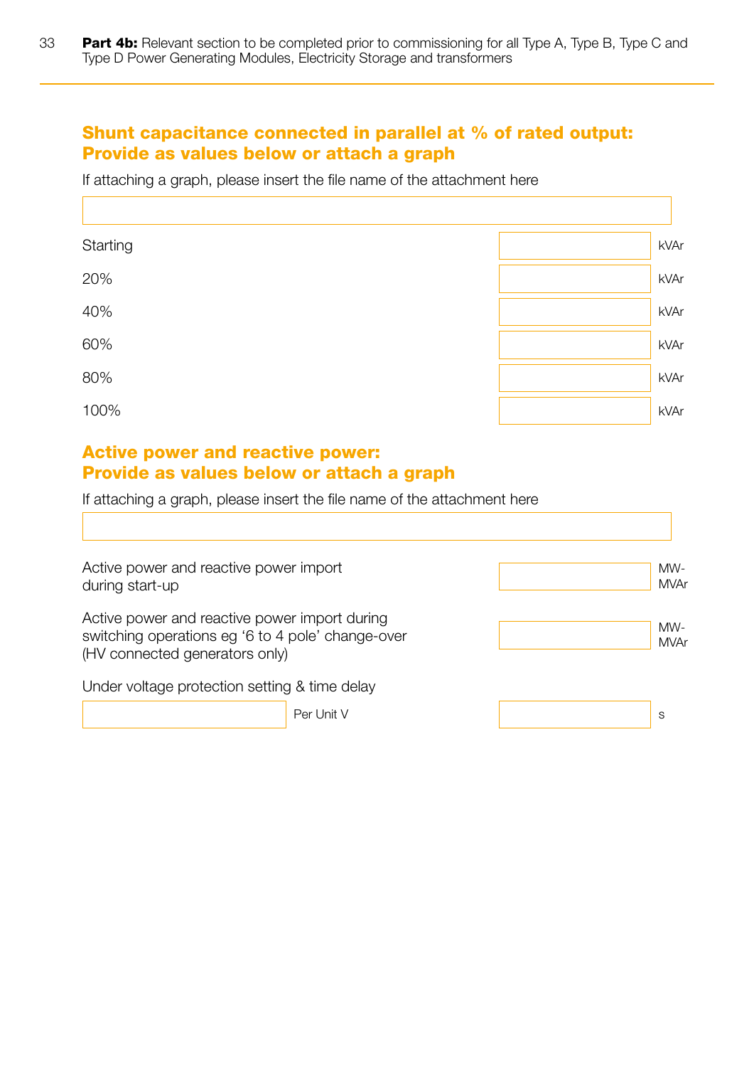## Shunt capacitance connected in parallel at % of rated output: Provide as values below or attach a graph

If attaching a graph, please insert the file name of the attachment here

| | | |
|---|---|---|
| Starting | | kVAr |
| 20% | | kVAr |
| 40% | | kVAr |
| 60% | | kVAr |
| 80% | | kVAr |
| 100% | | kVAr |

## Active power and reactive power: Provide as values below or attach a graph

If attaching a graph, please insert the file name of the attachment here

| | | |
|---|---|---|
| Active power and reactive power import during start-up | | MW-MVAr |
| Active power and reactive power import during switching operations eg '6 to 4 pole' change-over (HV connected generators only) | | MW-MVAr |

Under voltage protection setting & time delay

| | | | |
|---|---|---|---|
| | Per Unit V | | s |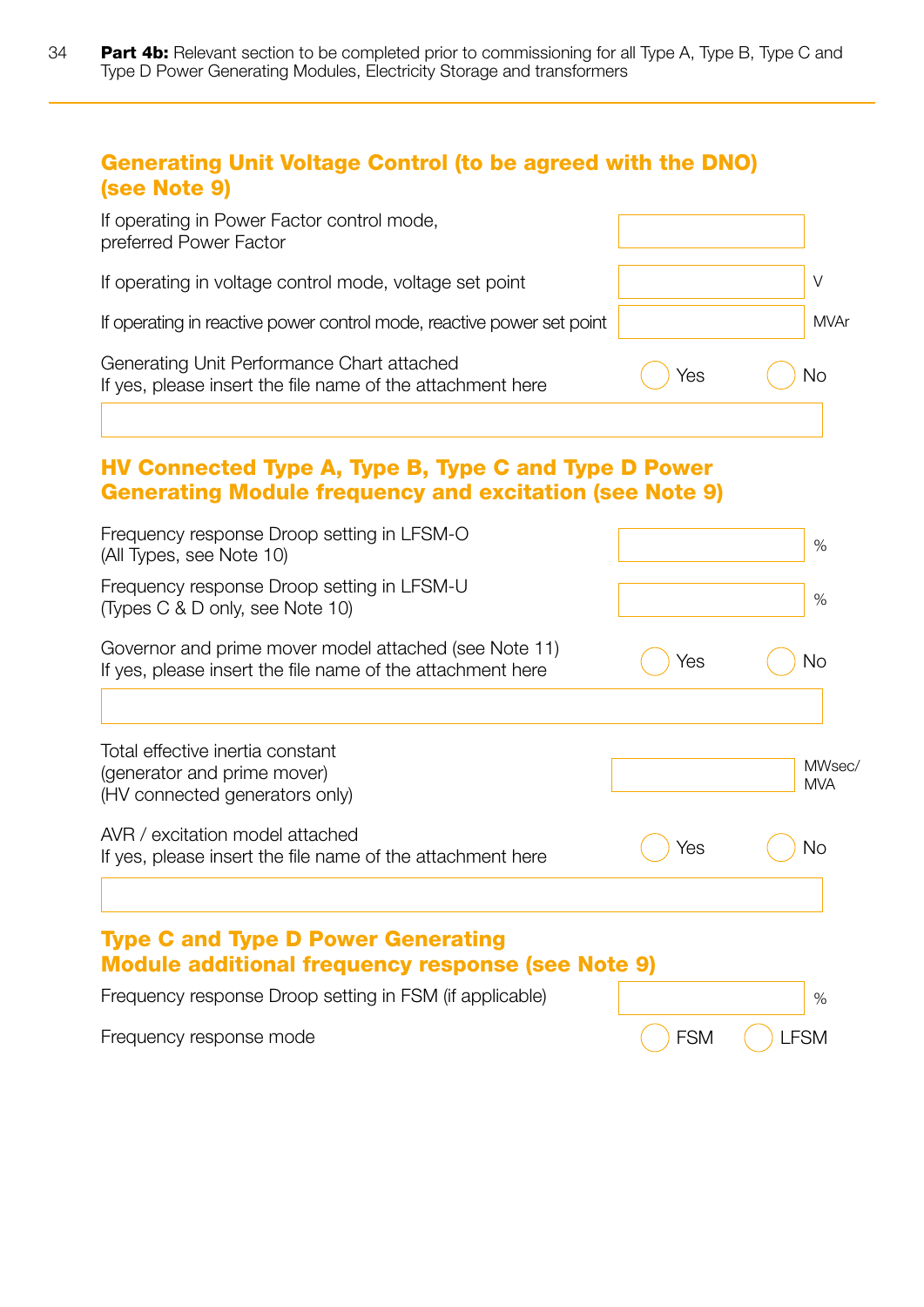## Generating Unit Voltage Control (to be agreed with the DNO) (see Note 9)

| | | |
|---|---|---|
| If operating in Power Factor control mode, preferred Power Factor | | |
| If operating in voltage control mode, voltage set point | | V |
| If operating in reactive power control mode, reactive power set point | | MVAr |

Generating Unit Performance Chart attached
If yes, please insert the file name of the attachment here ◯ Yes ◯ No

## HV Connected Type A, Type B, Type C and Type D Power Generating Module frequency and excitation (see Note 9)

| | | |
|---|---|---|
| Frequency response Droop setting in LFSM-O (All Types, see Note 10) | | % |
| Frequency response Droop setting in LFSM-U (Types C & D only, see Note 10) | | % |

Governor and prime mover model attached (see Note 11)
If yes, please insert the file name of the attachment here ◯ Yes ◯ No

| | | |
|---|---|---|
| Total effective inertia constant (generator and prime mover) (HV connected generators only) | | MWsec/MVA |

AVR / excitation model attached
If yes, please insert the file name of the attachment here ◯ Yes ◯ No

## Type C and Type D Power Generating Module additional frequency response (see Note 9)

| | | |
|---|---|---|
| Frequency response Droop setting in FSM (if applicable) | | % |

Frequency response mode ◯ FSM ◯ LFSM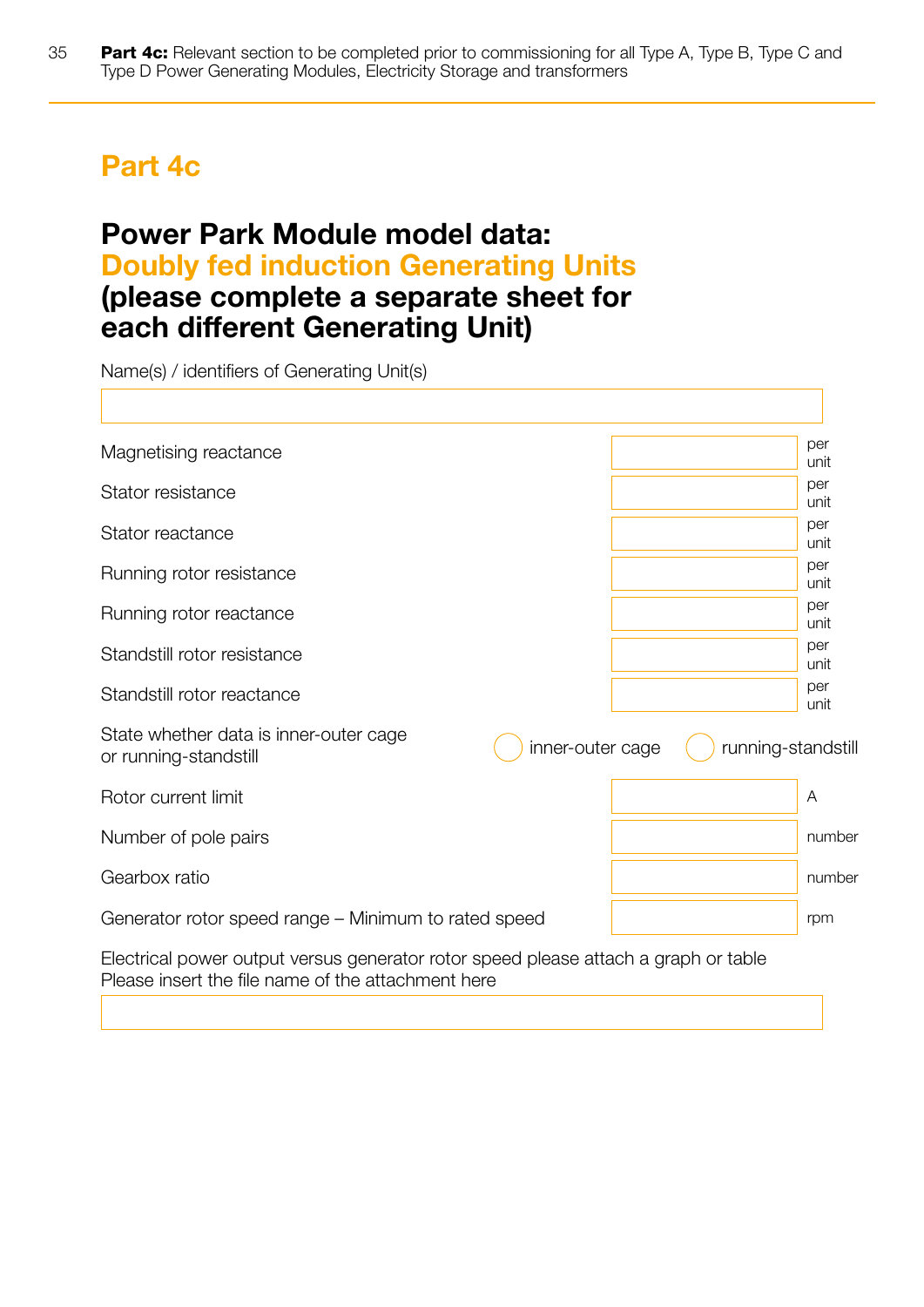# Part 4c

## Power Park Module model data: Doubly fed induction Generating Units (please complete a separate sheet for each different Generating Unit)

Name(s) / identifiers of Generating Unit(s)

| Parameter | Value | Unit |
|---|---|---|
| Magnetising reactance | | per unit |
| Stator resistance | | per unit |
| Stator reactance | | per unit |
| Running rotor resistance | | per unit |
| Running rotor reactance | | per unit |
| Standstill rotor resistance | | per unit |
| Standstill rotor reactance | | per unit |

State whether data is inner-outer cage or running-standstill ◯ inner-outer cage ◯ running-standstill

| Parameter | Value | Unit |
|---|---|---|
| Rotor current limit | | A |
| Number of pole pairs | | number |
| Gearbox ratio | | number |
| Generator rotor speed range – Minimum to rated speed | | rpm |

Electrical power output versus generator rotor speed please attach a graph or table
Please insert the file name of the attachment here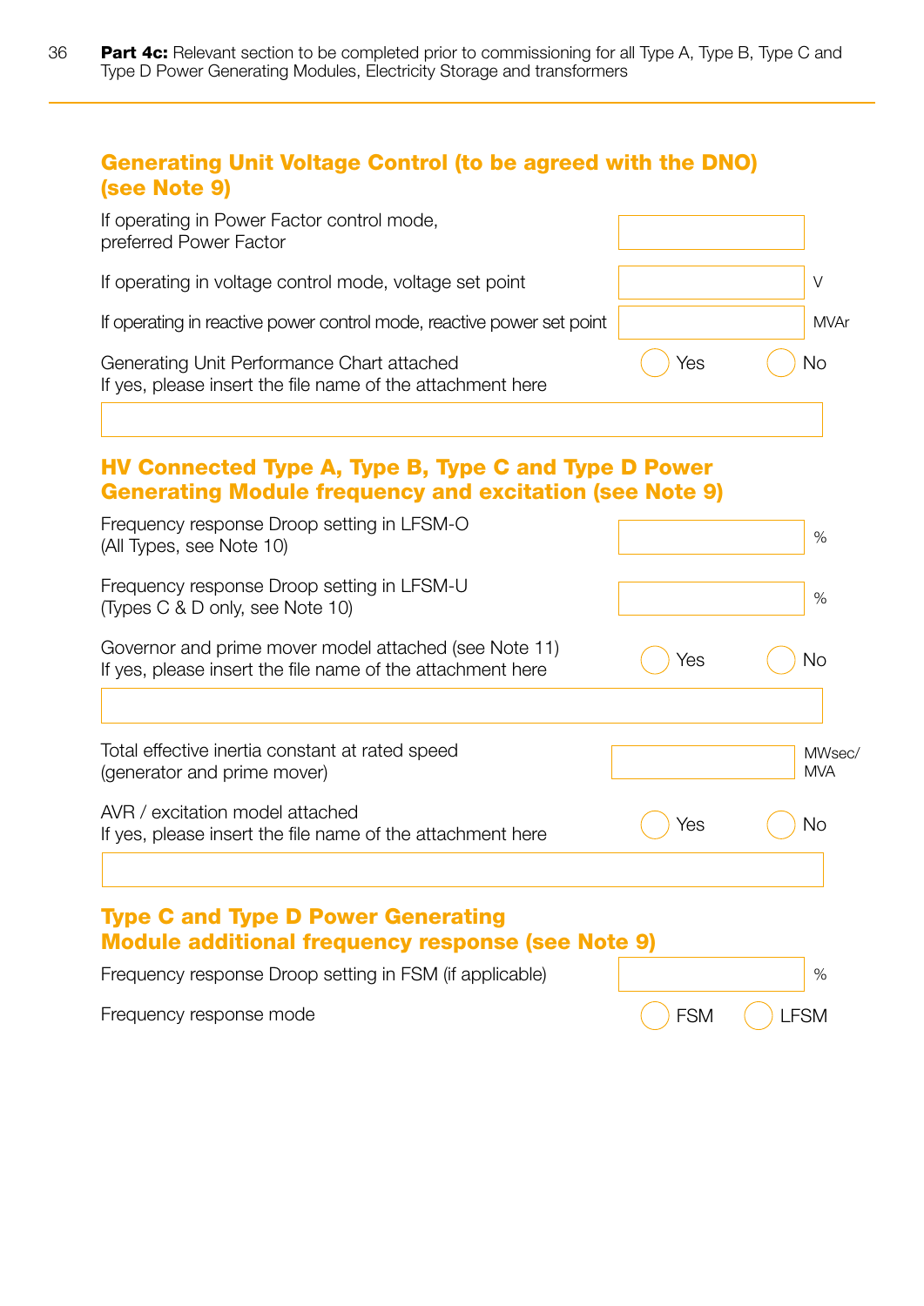**Part 4c:** Relevant section to be completed prior to commissioning for all Type A, Type B, Type C and Type D Power Generating Modules, Electricity Storage and transformers

## Generating Unit Voltage Control (to be agreed with the DNO) (see Note 9)

| | | |
|---|---|---|
| If operating in Power Factor control mode, preferred Power Factor | | |
| If operating in voltage control mode, voltage set point | | V |
| If operating in reactive power control mode, reactive power set point | | MVAr |
| Generating Unit Performance Chart attached<br>If yes, please insert the file name of the attachment here | ◯ Yes | ◯ No |
| | | |

## HV Connected Type A, Type B, Type C and Type D Power Generating Module frequency and excitation (see Note 9)

| | | |
|---|---|---|
| Frequency response Droop setting in LFSM-O (All Types, see Note 10) | | % |
| Frequency response Droop setting in LFSM-U (Types C & D only, see Note 10) | | % |
| Governor and prime mover model attached (see Note 11)<br>If yes, please insert the file name of the attachment here | ◯ Yes | ◯ No |
| | | |
| Total effective inertia constant at rated speed (generator and prime mover) | | MWsec/MVA |
| AVR / excitation model attached<br>If yes, please insert the file name of the attachment here | ◯ Yes | ◯ No |
| | | |

## Type C and Type D Power Generating Module additional frequency response (see Note 9)

| | | |
|---|---|---|
| Frequency response Droop setting in FSM (if applicable) | | % |
| Frequency response mode | ◯ FSM | ◯ LFSM |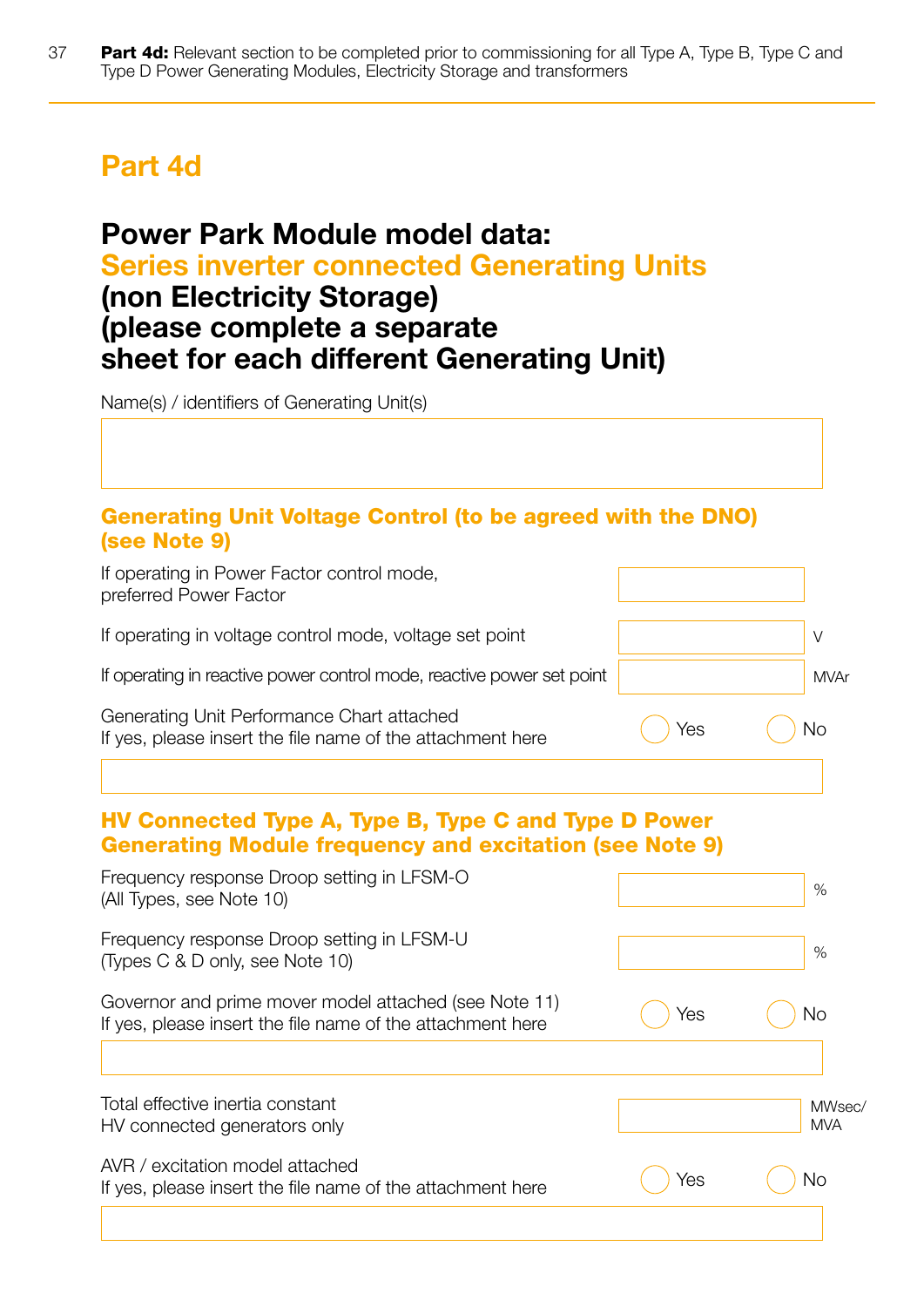# Part 4d

## Power Park Module model data: Series inverter connected Generating Units (non Electricity Storage) (please complete a separate sheet for each different Generating Unit)

Name(s) / identifiers of Generating Unit(s)

### Generating Unit Voltage Control (to be agreed with the DNO) (see Note 9)

| | | |
|---|---|---|
| If operating in Power Factor control mode, preferred Power Factor | | |
| If operating in voltage control mode, voltage set point | | V |
| If operating in reactive power control mode, reactive power set point | | MVAr |
| Generating Unit Performance Chart attached<br>If yes, please insert the file name of the attachment here | Yes | No |

### HV Connected Type A, Type B, Type C and Type D Power Generating Module frequency and excitation (see Note 9)

| | | |
|---|---|---|
| Frequency response Droop setting in LFSM-O (All Types, see Note 10) | | % |
| Frequency response Droop setting in LFSM-U (Types C & D only, see Note 10) | | % |
| Governor and prime mover model attached (see Note 11)<br>If yes, please insert the file name of the attachment here | Yes | No |
| Total effective inertia constant<br>HV connected generators only | | MWsec/MVA |
| AVR / excitation model attached<br>If yes, please insert the file name of the attachment here | Yes | No |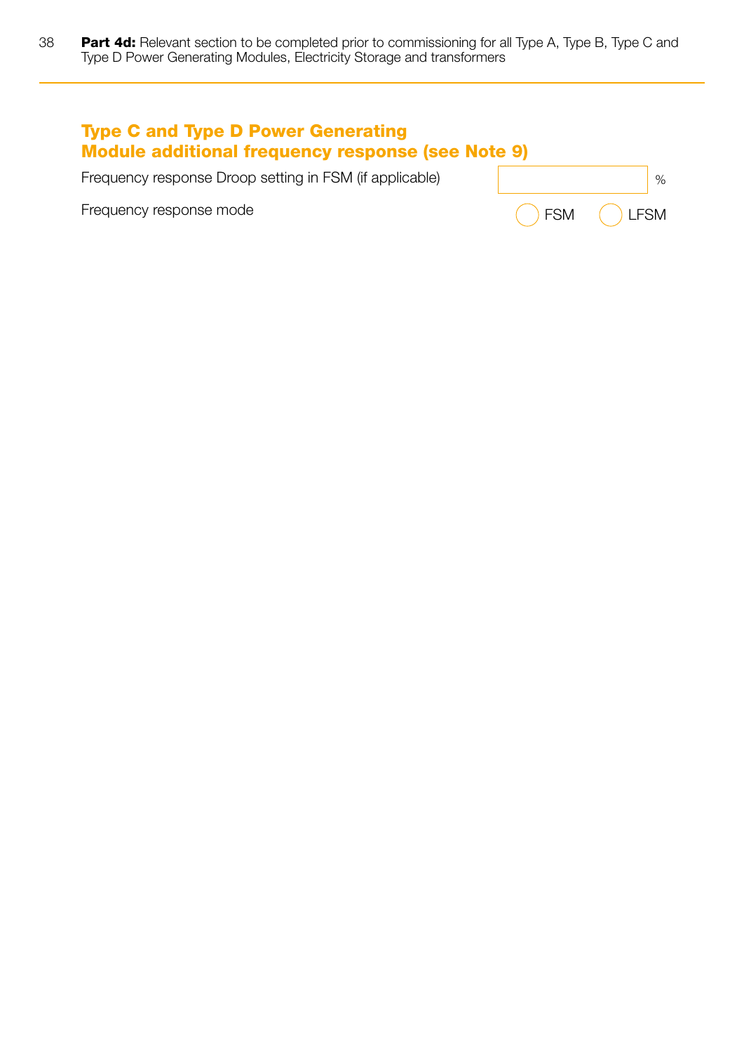## Type C and Type D Power Generating Module additional frequency response (see Note 9)

Frequency response Droop setting in FSM (if applicable) ______ %

Frequency response mode ◯ FSM ◯ LFSM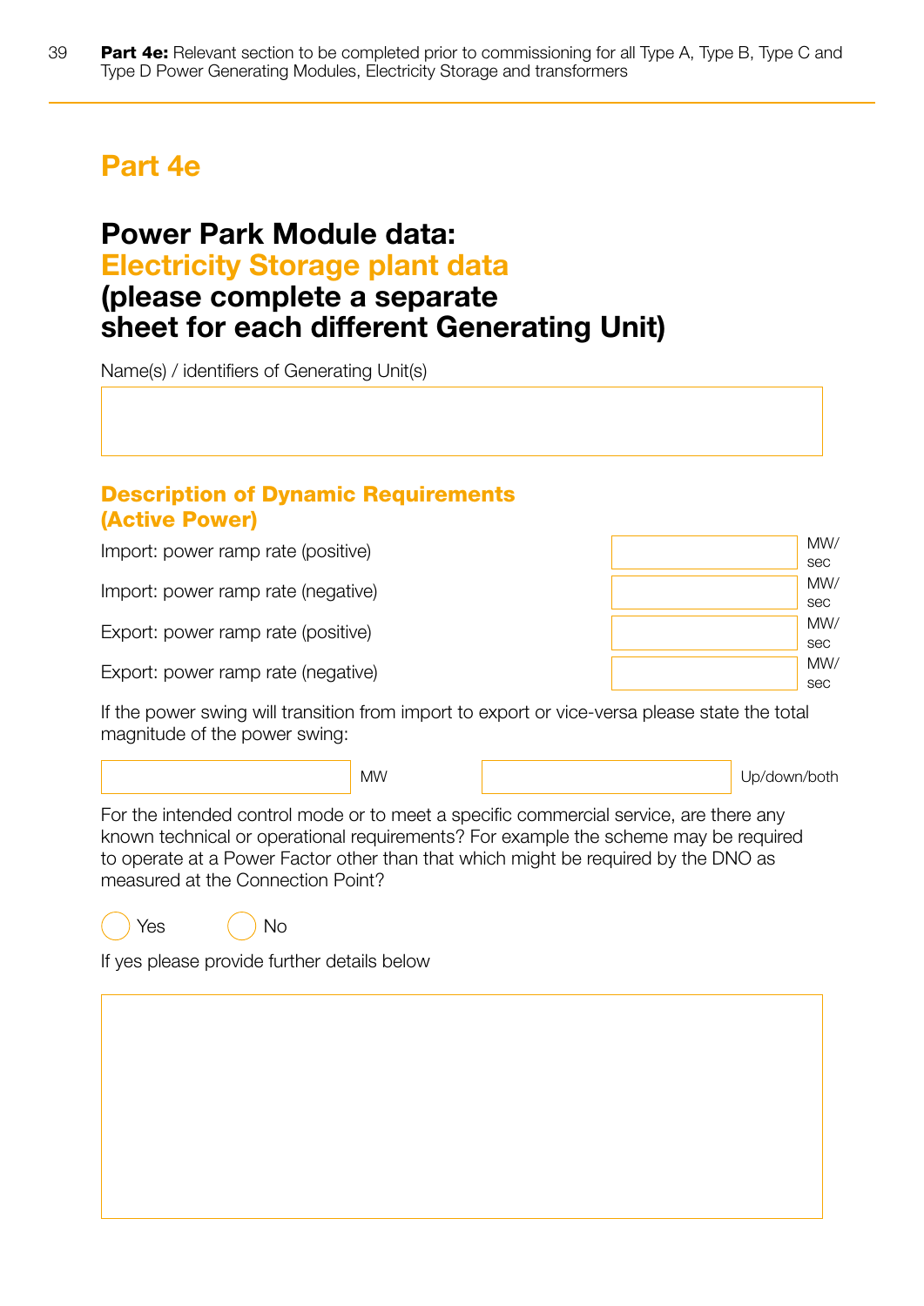## Part 4e

# Power Park Module data: Electricity Storage plant data (please complete a separate sheet for each different Generating Unit)

Name(s) / identifiers of Generating Unit(s)

| |
|---|
| |

### Description of Dynamic Requirements (Active Power)

| | | |
|---|---|---|
| Import: power ramp rate (positive) | | MW/sec |
| Import: power ramp rate (negative) | | MW/sec |
| Export: power ramp rate (positive) | | MW/sec |
| Export: power ramp rate (negative) | | MW/sec |

If the power swing will transition from import to export or vice-versa please state the total magnitude of the power swing:

| | | | |
|---|---|---|---|
| | MW | | Up/down/both |

For the intended control mode or to meet a specific commercial service, are there any known technical or operational requirements? For example the scheme may be required to operate at a Power Factor other than that which might be required by the DNO as measured at the Connection Point?

○ Yes ○ No

If yes please provide further details below

| |
|---|
| |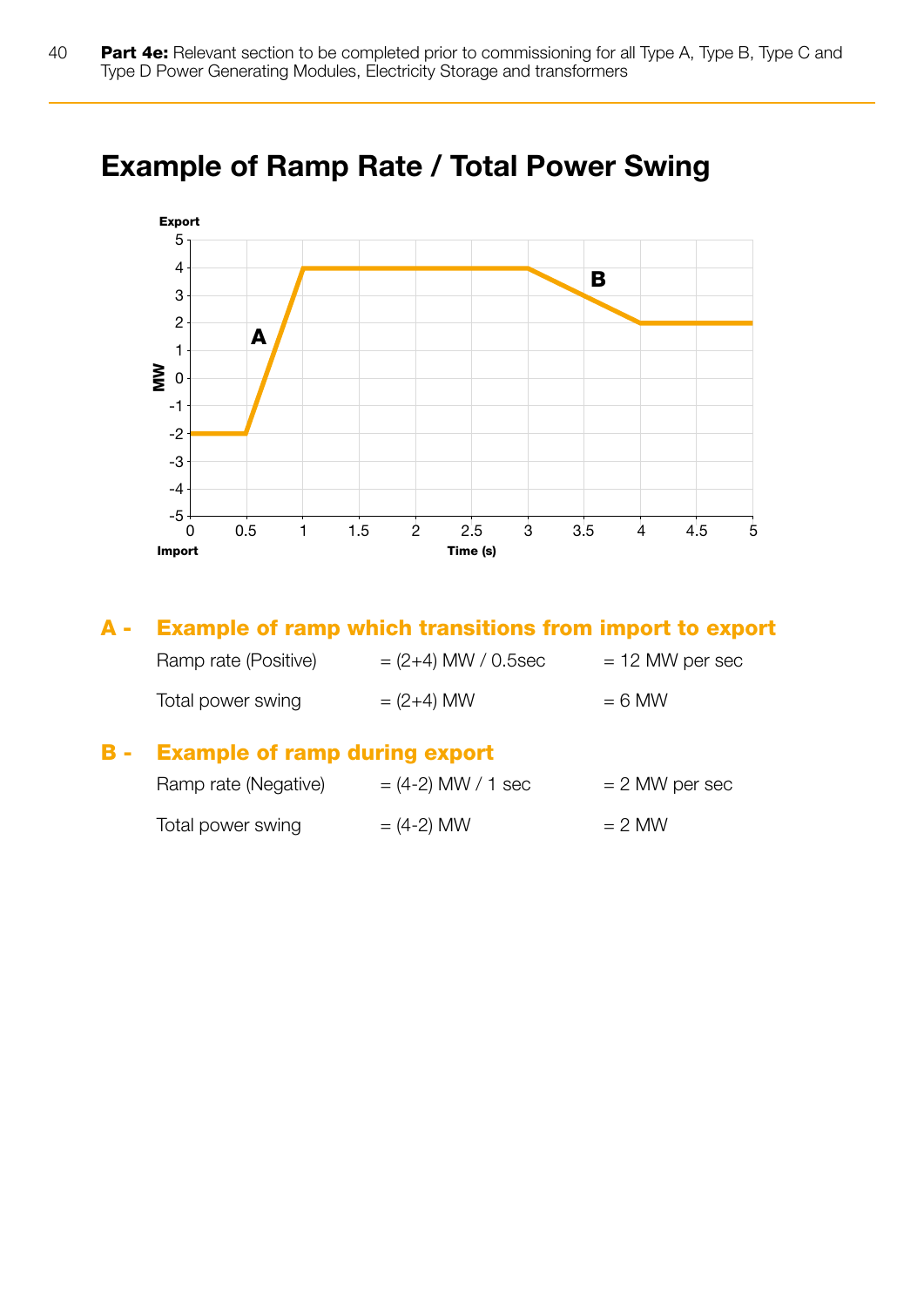# Example of Ramp Rate / Total Power Swing

**A - Example of ramp which transitions from import to export**

| | | |
|---|---|---|
| Ramp rate (Positive) | = (2+4) MW / 0.5sec | = 12 MW per sec |
| Total power swing | = (2+4) MW | = 6 MW |

**B - Example of ramp during export**

| | | |
|---|---|---|
| Ramp rate (Negative) | = (4-2) MW / 1 sec | = 2 MW per sec |
| Total power swing | = (4-2) MW | = 2 MW |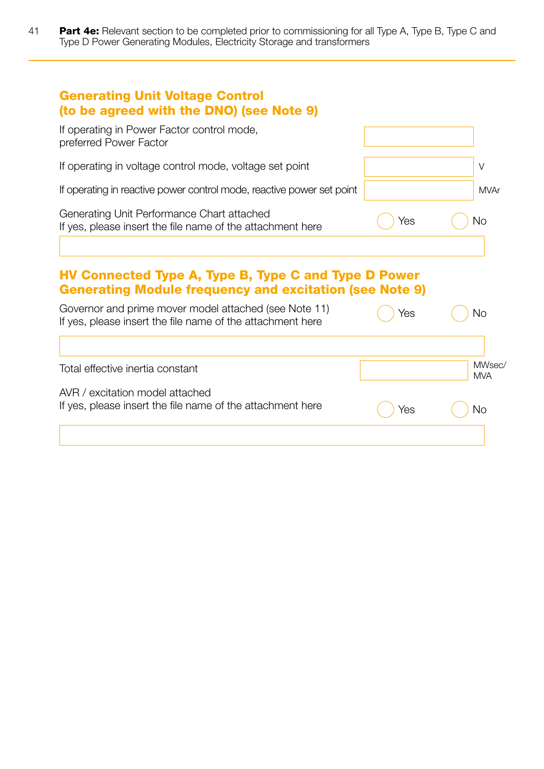**Part 4e:** Relevant section to be completed prior to commissioning for all Type A, Type B, Type C and Type D Power Generating Modules, Electricity Storage and transformers

## Generating Unit Voltage Control (to be agreed with the DNO) (see Note 9)

| | | |
|---|---|---|
| If operating in Power Factor control mode, preferred Power Factor | | |
| If operating in voltage control mode, voltage set point | | V |
| If operating in reactive power control mode, reactive power set point | | MVAr |

Generating Unit Performance Chart attached ◯ Yes ◯ No
If yes, please insert the file name of the attachment here

| |
|---|
| |

## HV Connected Type A, Type B, Type C and Type D Power Generating Module frequency and excitation (see Note 9)

Governor and prime mover model attached (see Note 11) ◯ Yes ◯ No
If yes, please insert the file name of the attachment here

| |
|---|
| |

| | | |
|---|---|---|
| Total effective inertia constant | | MWsec/ MVA |

AVR / excitation model attached ◯ Yes ◯ No
If yes, please insert the file name of the attachment here

| |
|---|
| |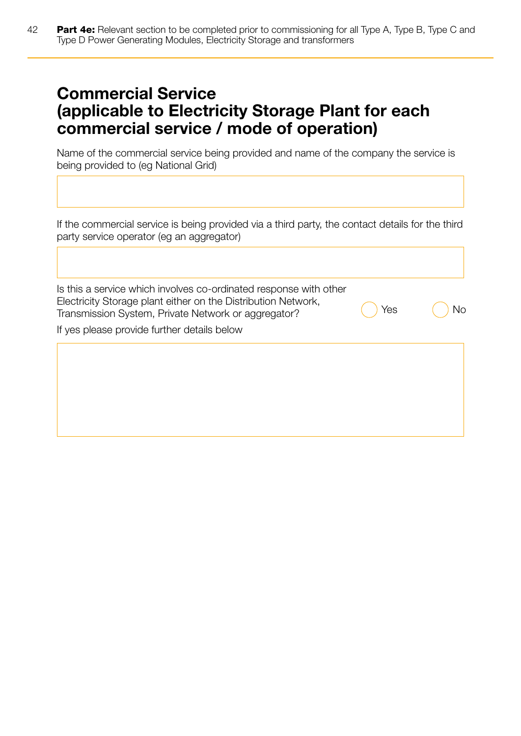# Commercial Service (applicable to Electricity Storage Plant for each commercial service / mode of operation)

Name of the commercial service being provided and name of the company the service is being provided to (eg National Grid)

If the commercial service is being provided via a third party, the contact details for the third party service operator (eg an aggregator)

Is this a service which involves co-ordinated response with other Electricity Storage plant either on the Distribution Network, Transmission System, Private Network or aggregator? ◯ Yes ◯ No

If yes please provide further details below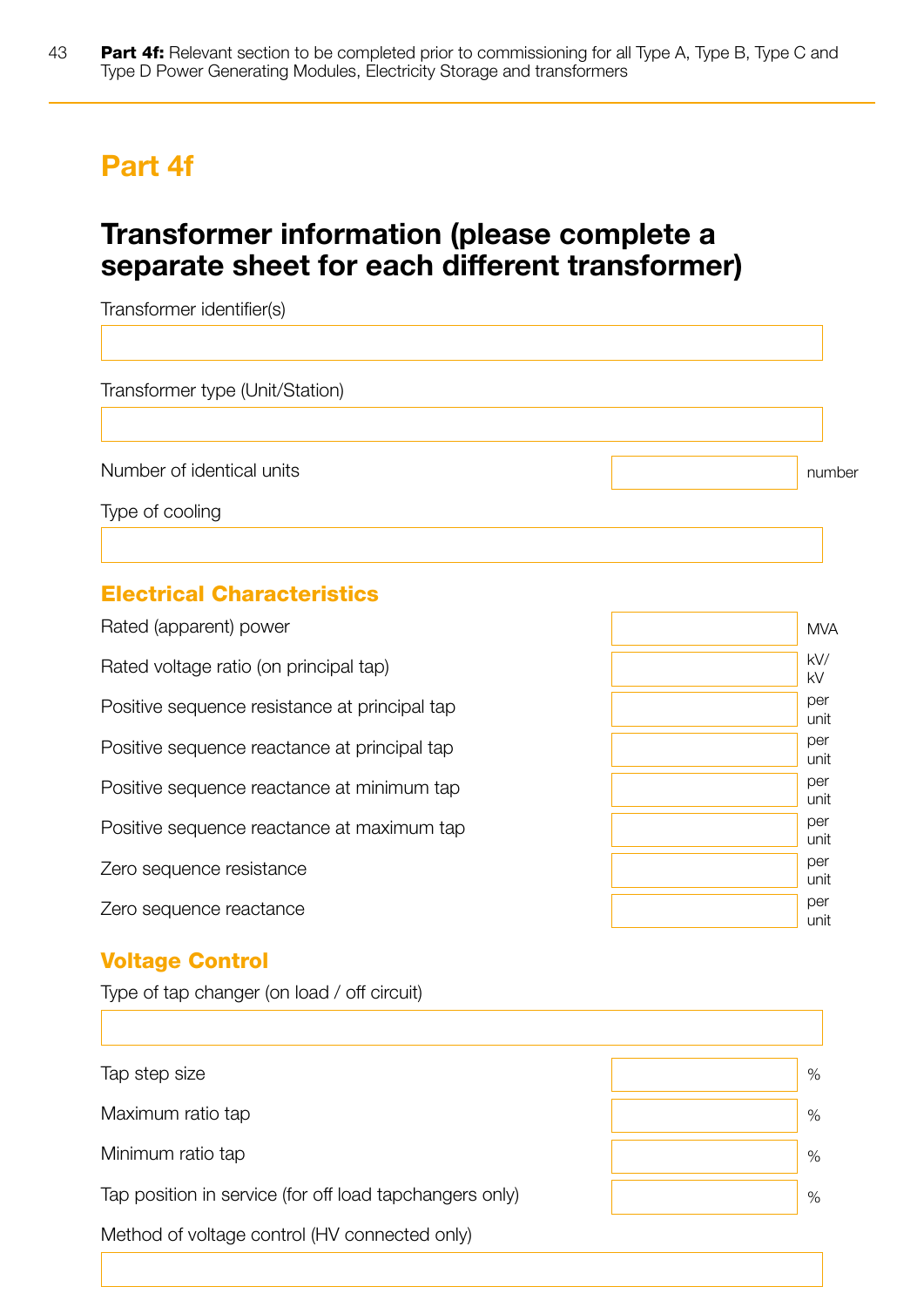# Part 4f

## Transformer information (please complete a separate sheet for each different transformer)

Transformer identifier(s)

|  |
|---|
|  |

Transformer type (Unit/Station)

|  |
|---|
|  |

| | | |
|---|---|---|
| Number of identical units | | number |

Type of cooling

|  |
|---|
|  |

### Electrical Characteristics

| | | |
|---|---|---|
| Rated (apparent) power | | MVA |
| Rated voltage ratio (on principal tap) | | kV/kV |
| Positive sequence resistance at principal tap | | per unit |
| Positive sequence reactance at principal tap | | per unit |
| Positive sequence reactance at minimum tap | | per unit |
| Positive sequence reactance at maximum tap | | per unit |
| Zero sequence resistance | | per unit |
| Zero sequence reactance | | per unit |

### Voltage Control

Type of tap changer (on load / off circuit)

|  |
|---|
|  |

| | | |
|---|---|---|
| Tap step size | | % |
| Maximum ratio tap | | % |
| Minimum ratio tap | | % |
| Tap position in service (for off load tapchangers only) | | % |

Method of voltage control (HV connected only)

|  |
|---|
|  |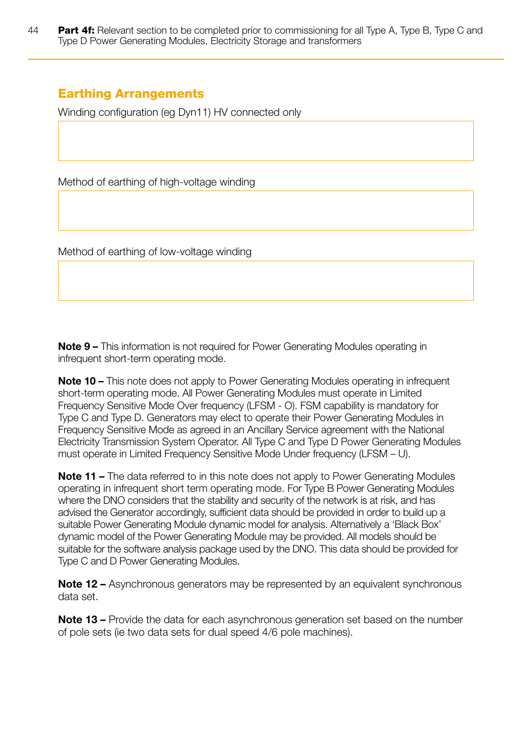**Part 4f:** Relevant section to be completed prior to commissioning for all Type A, Type B, Type C and Type D Power Generating Modules, Electricity Storage and transformers

## Earthing Arrangements

Winding configuration (eg Dyn11) HV connected only

|   |
|---|
|   |

Method of earthing of high-voltage winding

|   |
|---|
|   |

Method of earthing of low-voltage winding

|   |
|---|
|   |

**Note 9 –** This information is not required for Power Generating Modules operating in infrequent short-term operating mode.

**Note 10 –** This note does not apply to Power Generating Modules operating in infrequent short-term operating mode. All Power Generating Modules must operate in Limited Frequency Sensitive Mode Over frequency (LFSM - O). FSM capability is mandatory for Type C and Type D. Generators may elect to operate their Power Generating Modules in Frequency Sensitive Mode as agreed in an Ancillary Service agreement with the National Electricity Transmission System Operator. All Type C and Type D Power Generating Modules must operate in Limited Frequency Sensitive Mode Under frequency (LFSM – U).

**Note 11 –** The data referred to in this note does not apply to Power Generating Modules operating in infrequent short term operating mode. For Type B Power Generating Modules where the DNO considers that the stability and security of the network is at risk, and has advised the Generator accordingly, sufficient data should be provided in order to build up a suitable Power Generating Module dynamic model for analysis. Alternatively a 'Black Box' dynamic model of the Power Generating Module may be provided. All models should be suitable for the software analysis package used by the DNO. This data should be provided for Type C and D Power Generating Modules.

**Note 12 –** Asynchronous generators may be represented by an equivalent synchronous data set.

**Note 13 –** Provide the data for each asynchronous generation set based on the number of pole sets (ie two data sets for dual speed 4/6 pole machines).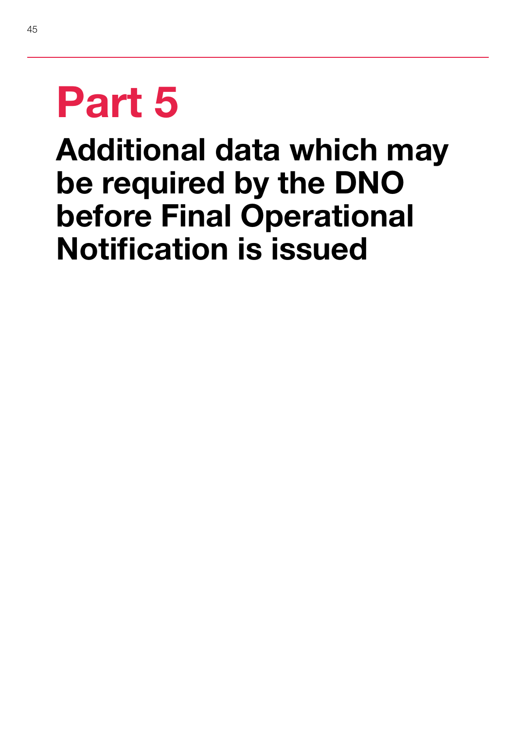# Part 5

## Additional data which may be required by the DNO before Final Operational Notification is issued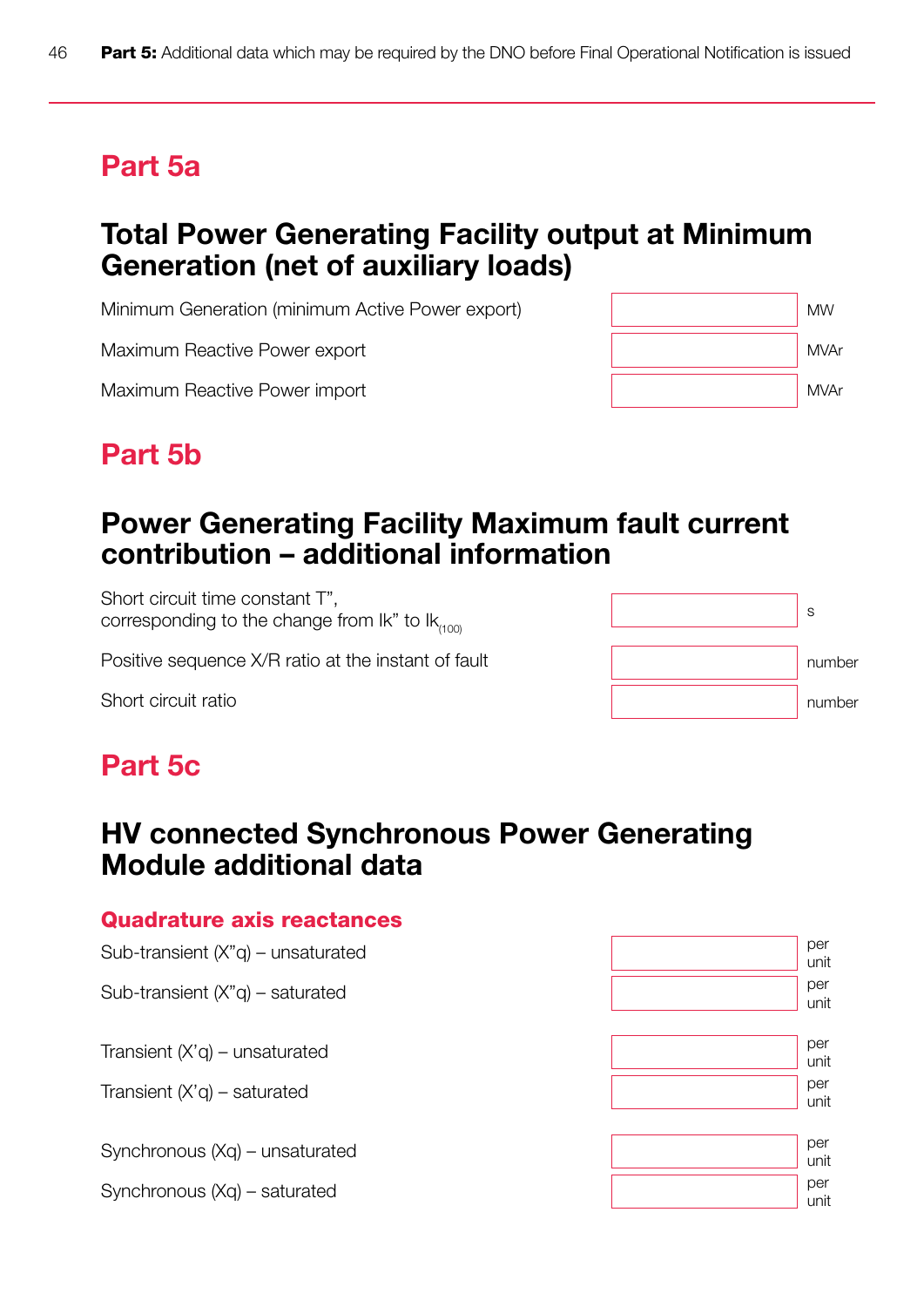## Part 5a

# Total Power Generating Facility output at Minimum Generation (net of auxiliary loads)

| | | |
|---|---|---|
| Minimum Generation (minimum Active Power export) | | MW |
| Maximum Reactive Power export | | MVAr |
| Maximum Reactive Power import | | MVAr |

## Part 5b

# Power Generating Facility Maximum fault current contribution – additional information

| | | |
|---|---|---|
| Short circuit time constant T'', corresponding to the change from Ik'' to $Ik_{(100)}$ | | s |
| Positive sequence X/R ratio at the instant of fault | | number |
| Short circuit ratio | | number |

## Part 5c

# HV connected Synchronous Power Generating Module additional data

### Quadrature axis reactances

| | | |
|---|---|---|
| Sub-transient (X''q) – unsaturated | | per unit |
| Sub-transient (X''q) – saturated | | per unit |
| Transient (X'q) – unsaturated | | per unit |
| Transient (X'q) – saturated | | per unit |
| Synchronous (Xq) – unsaturated | | per unit |
| Synchronous (Xq) – saturated | | per unit |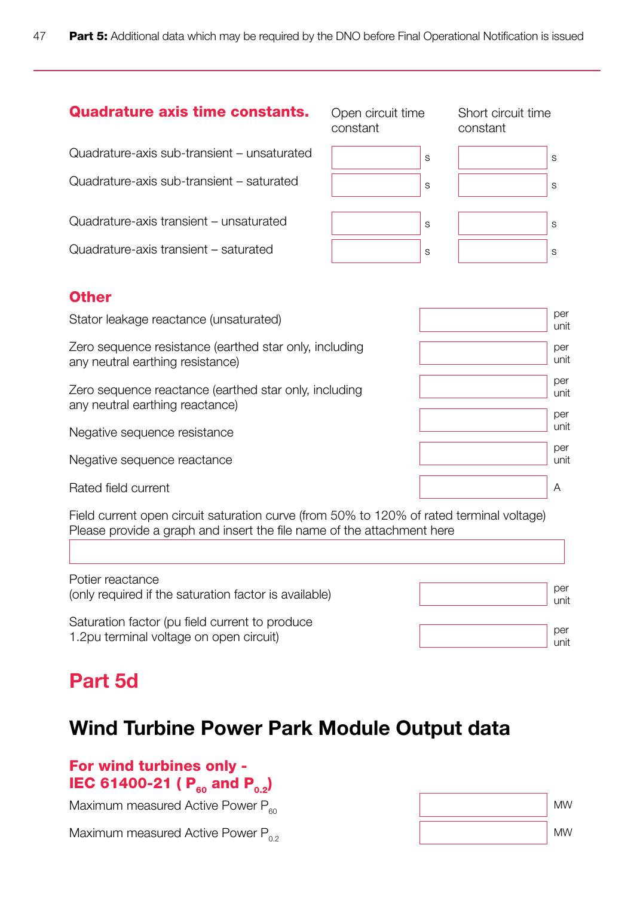## Quadrature axis time constants.

| | Open circuit time constant | | Short circuit time constant | |
|---|---|---|---|---|
| Quadrature-axis sub-transient – unsaturated | | s | | s |
| Quadrature-axis sub-transient – saturated | | s | | s |
| Quadrature-axis transient – unsaturated | | s | | s |
| Quadrature-axis transient – saturated | | s | | s |

## Other

| | | |
|---|---|---|
| Stator leakage reactance (unsaturated) | | per unit |
| Zero sequence resistance (earthed star only, including any neutral earthing resistance) | | per unit |
| Zero sequence reactance (earthed star only, including any neutral earthing reactance) | | per unit |
| Negative sequence resistance | | per unit |
| Negative sequence reactance | | per unit |
| Rated field current | | A |

Field current open circuit saturation curve (from 50% to 120% of rated terminal voltage)
Please provide a graph and insert the file name of the attachment here

| |
|---|
| |

| | | |
|---|---|---|
| Potier reactance (only required if the saturation factor is available) | | per unit |
| Saturation factor (pu field current to produce 1.2pu terminal voltage on open circuit) | | per unit |

# Part 5d

## Wind Turbine Power Park Module Output data

### For wind turbines only - IEC 61400-21 ( $P_{60}$ and $P_{0.2}$)

| | | |
|---|---|---|
| Maximum measured Active Power $P_{60}$ | | MW |
| Maximum measured Active Power $P_{0.2}$ | | MW |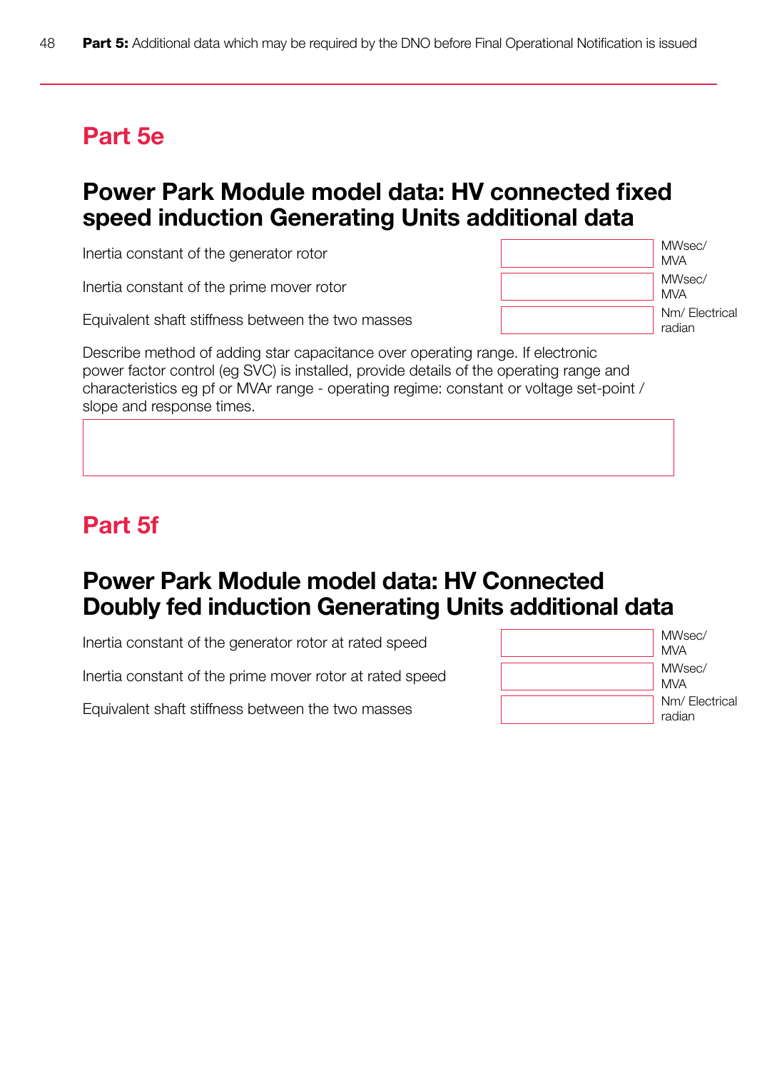## Part 5e

## Power Park Module model data: HV connected fixed speed induction Generating Units additional data

| | | |
|---|---|---|
| Inertia constant of the generator rotor | | MWsec/ MVA |
| Inertia constant of the prime mover rotor | | MWsec/ MVA |
| Equivalent shaft stiffness between the two masses | | Nm/ Electrical radian |

Describe method of adding star capacitance over operating range. If electronic power factor control (eg SVC) is installed, provide details of the operating range and characteristics eg pf or MVAr range - operating regime: constant or voltage set-point / slope and response times.

| |
|---|
| |

## Part 5f

## Power Park Module model data: HV Connected Doubly fed induction Generating Units additional data

| | | |
|---|---|---|
| Inertia constant of the generator rotor at rated speed | | MWsec/ MVA |
| Inertia constant of the prime mover rotor at rated speed | | MWsec/ MVA |
| Equivalent shaft stiffness between the two masses | | Nm/ Electrical radian |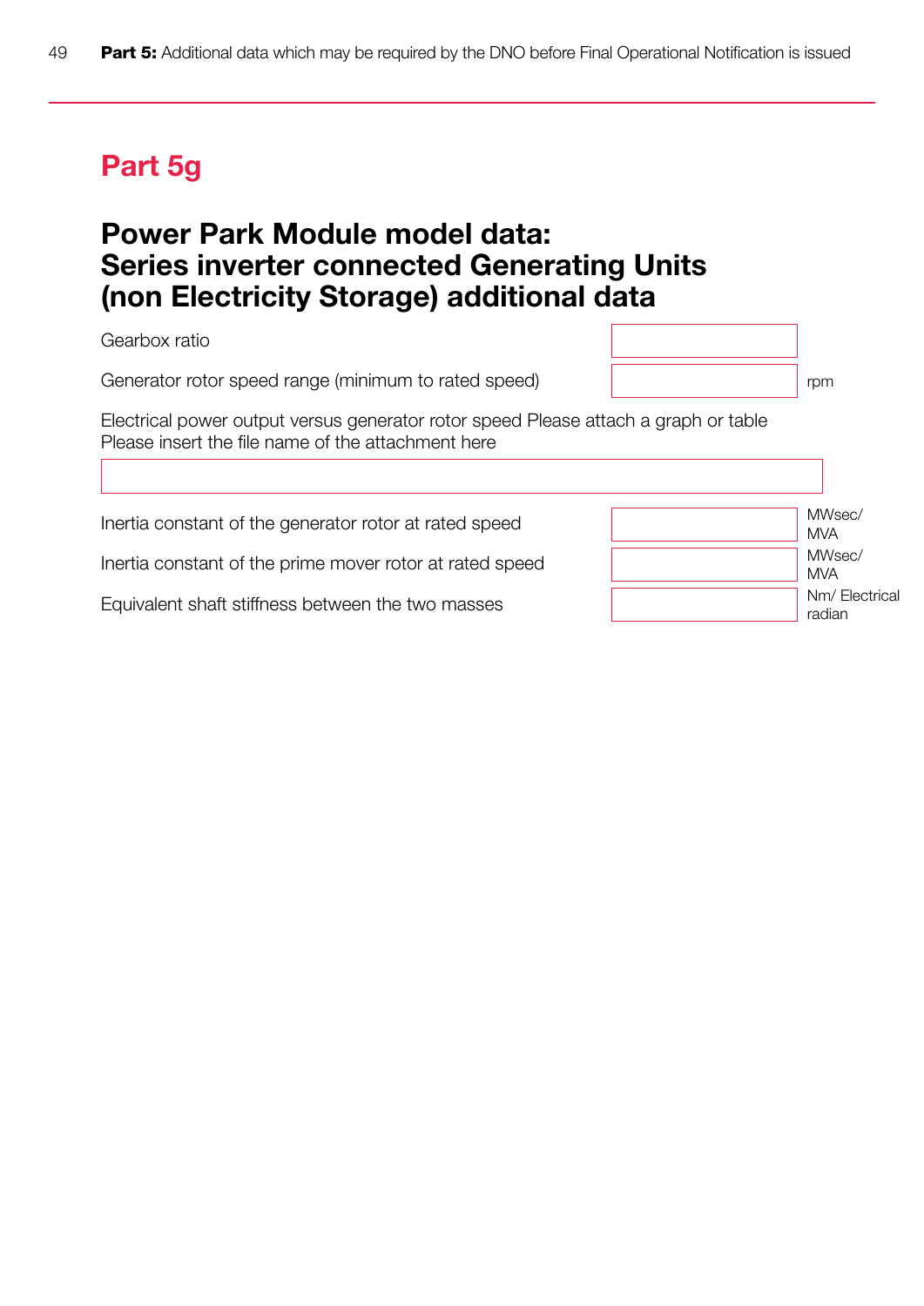# Part 5g

## Power Park Module model data: Series inverter connected Generating Units (non Electricity Storage) additional data

| | | |
|---|---|---|
| Gearbox ratio | | |
| Generator rotor speed range (minimum to rated speed) | | rpm |

Electrical power output versus generator rotor speed Please attach a graph or table
Please insert the file name of the attachment here

| |
|---|
| |

| | | |
|---|---|---|
| Inertia constant of the generator rotor at rated speed | | MWsec/ MVA |
| Inertia constant of the prime mover rotor at rated speed | | MWsec/ MVA |
| Equivalent shaft stiffness between the two masses | | Nm/ Electrical radian |